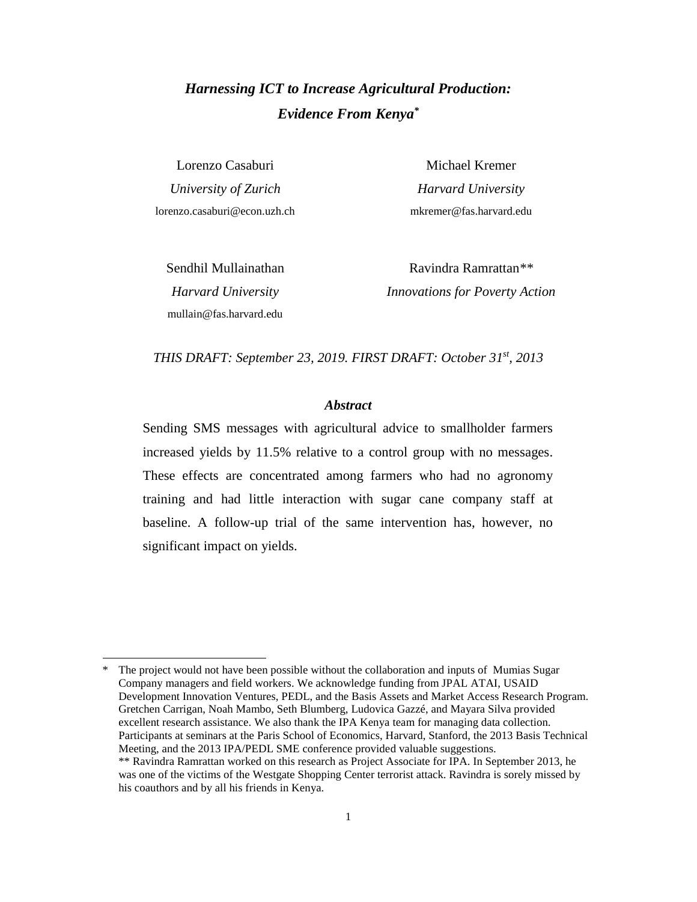# *Harnessing ICT to Increase Agricultural Production: Evidence From Kenya*[*]

Lorenzo Casaburi
*University of Zurich*
lorenzo.casaburi@econ.uzh.ch

Michael Kremer
*Harvard University*
mkremer@fas.harvard.edu

Sendhil Mullainathan
*Harvard University*
mullain@fas.harvard.edu

Ravindra Ramrattan**
*Innovations for Poverty Action*

*THIS DRAFT: September 23, 2019. FIRST DRAFT: October 31st, 2013*

### *Abstract*

Sending SMS messages with agricultural advice to smallholder farmers increased yields by 11.5% relative to a control group with no messages. These effects are concentrated among farmers who had no agronomy training and had little interaction with sugar cane company staff at baseline. A follow-up trial of the same intervention has, however, no significant impact on yields.

---

\* The project would not have been possible without the collaboration and inputs of Mumias Sugar Company managers and field workers. We acknowledge funding from JPAL ATAI, USAID Development Innovation Ventures, PEDL, and the Basis Assets and Market Access Research Program. Gretchen Carrigan, Noah Mambo, Seth Blumberg, Ludovica Gazzé, and Mayara Silva provided excellent research assistance. We also thank the IPA Kenya team for managing data collection. Participants at seminars at the Paris School of Economics, Harvard, Stanford, the 2013 Basis Technical Meeting, and the 2013 IPA/PEDL SME conference provided valuable suggestions.

\*\* Ravindra Ramrattan worked on this research as Project Associate for IPA. In September 2013, he was one of the victims of the Westgate Shopping Center terrorist attack. Ravindra is sorely missed by his coauthors and by all his friends in Kenya.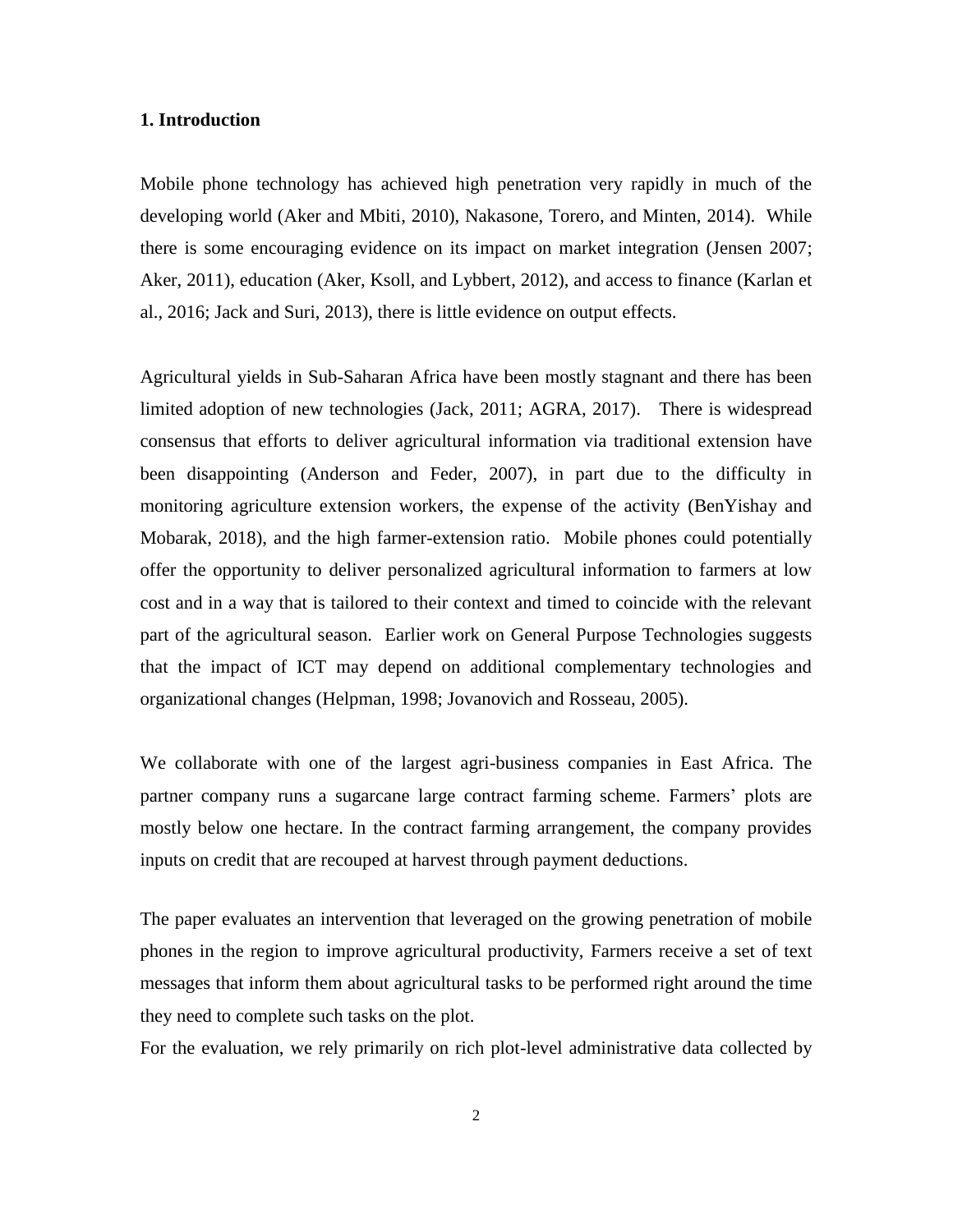## 1. Introduction

Mobile phone technology has achieved high penetration very rapidly in much of the developing world (Aker and Mbiti, 2010), Nakasone, Torero, and Minten, 2014). While there is some encouraging evidence on its impact on market integration (Jensen 2007; Aker, 2011), education (Aker, Ksoll, and Lybbert, 2012), and access to finance (Karlan et al., 2016; Jack and Suri, 2013), there is little evidence on output effects.

Agricultural yields in Sub-Saharan Africa have been mostly stagnant and there has been limited adoption of new technologies (Jack, 2011; AGRA, 2017). There is widespread consensus that efforts to deliver agricultural information via traditional extension have been disappointing (Anderson and Feder, 2007), in part due to the difficulty in monitoring agriculture extension workers, the expense of the activity (BenYishay and Mobarak, 2018), and the high farmer-extension ratio. Mobile phones could potentially offer the opportunity to deliver personalized agricultural information to farmers at low cost and in a way that is tailored to their context and timed to coincide with the relevant part of the agricultural season. Earlier work on General Purpose Technologies suggests that the impact of ICT may depend on additional complementary technologies and organizational changes (Helpman, 1998; Jovanovich and Rosseau, 2005).

We collaborate with one of the largest agri-business companies in East Africa. The partner company runs a sugarcane large contract farming scheme. Farmers' plots are mostly below one hectare. In the contract farming arrangement, the company provides inputs on credit that are recouped at harvest through payment deductions.

The paper evaluates an intervention that leveraged on the growing penetration of mobile phones in the region to improve agricultural productivity, Farmers receive a set of text messages that inform them about agricultural tasks to be performed right around the time they need to complete such tasks on the plot.

For the evaluation, we rely primarily on rich plot-level administrative data collected by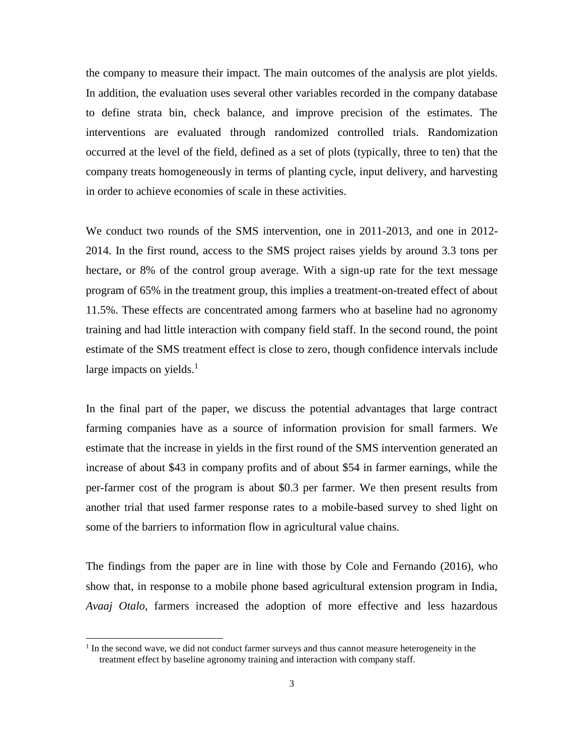the company to measure their impact. The main outcomes of the analysis are plot yields. In addition, the evaluation uses several other variables recorded in the company database to define strata bin, check balance, and improve precision of the estimates. The interventions are evaluated through randomized controlled trials. Randomization occurred at the level of the field, defined as a set of plots (typically, three to ten) that the company treats homogeneously in terms of planting cycle, input delivery, and harvesting in order to achieve economies of scale in these activities.

We conduct two rounds of the SMS intervention, one in 2011-2013, and one in 2012-2014. In the first round, access to the SMS project raises yields by around 3.3 tons per hectare, or 8% of the control group average. With a sign-up rate for the text message program of 65% in the treatment group, this implies a treatment-on-treated effect of about 11.5%. These effects are concentrated among farmers who at baseline had no agronomy training and had little interaction with company field staff. In the second round, the point estimate of the SMS treatment effect is close to zero, though confidence intervals include large impacts on yields.[1]

In the final part of the paper, we discuss the potential advantages that large contract farming companies have as a source of information provision for small farmers. We estimate that the increase in yields in the first round of the SMS intervention generated an increase of about $43 in company profits and of about $54 in farmer earnings, while the per-farmer cost of the program is about $0.3 per farmer. We then present results from another trial that used farmer response rates to a mobile-based survey to shed light on some of the barriers to information flow in agricultural value chains.

The findings from the paper are in line with those by Cole and Fernando (2016), who show that, in response to a mobile phone based agricultural extension program in India, *Avaaj Otalo*, farmers increased the adoption of more effective and less hazardous

[1] In the second wave, we did not conduct farmer surveys and thus cannot measure heterogeneity in the treatment effect by baseline agronomy training and interaction with company staff.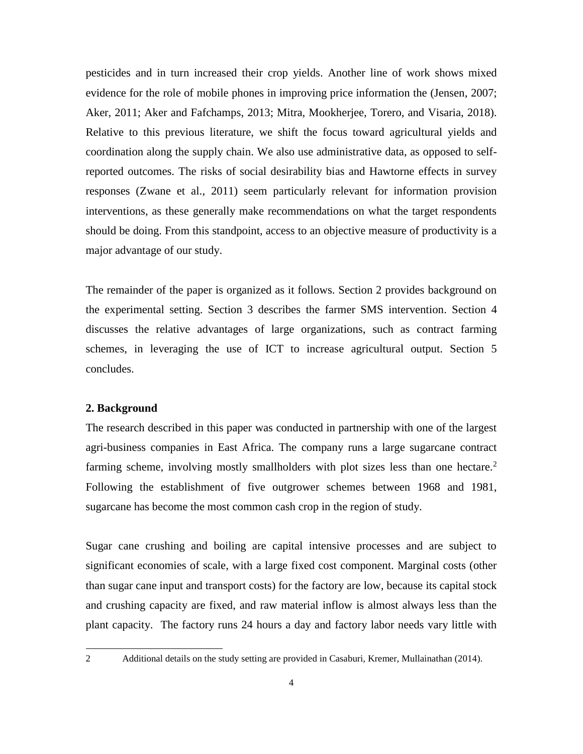pesticides and in turn increased their crop yields. Another line of work shows mixed evidence for the role of mobile phones in improving price information the (Jensen, 2007; Aker, 2011; Aker and Fafchamps, 2013; Mitra, Mookherjee, Torero, and Visaria, 2018). Relative to this previous literature, we shift the focus toward agricultural yields and coordination along the supply chain. We also use administrative data, as opposed to self-reported outcomes. The risks of social desirability bias and Hawtorne effects in survey responses (Zwane et al., 2011) seem particularly relevant for information provision interventions, as these generally make recommendations on what the target respondents should be doing. From this standpoint, access to an objective measure of productivity is a major advantage of our study.

The remainder of the paper is organized as it follows. Section 2 provides background on the experimental setting. Section 3 describes the farmer SMS intervention. Section 4 discusses the relative advantages of large organizations, such as contract farming schemes, in leveraging the use of ICT to increase agricultural output. Section 5 concludes.

## 2. Background

The research described in this paper was conducted in partnership with one of the largest agri-business companies in East Africa. The company runs a large sugarcane contract farming scheme, involving mostly smallholders with plot sizes less than one hectare.[2] Following the establishment of five outgrower schemes between 1968 and 1981, sugarcane has become the most common cash crop in the region of study.

Sugar cane crushing and boiling are capital intensive processes and are subject to significant economies of scale, with a large fixed cost component. Marginal costs (other than sugar cane input and transport costs) for the factory are low, because its capital stock and crushing capacity are fixed, and raw material inflow is almost always less than the plant capacity. The factory runs 24 hours a day and factory labor needs vary little with

[2] Additional details on the study setting are provided in Casaburi, Kremer, Mullainathan (2014).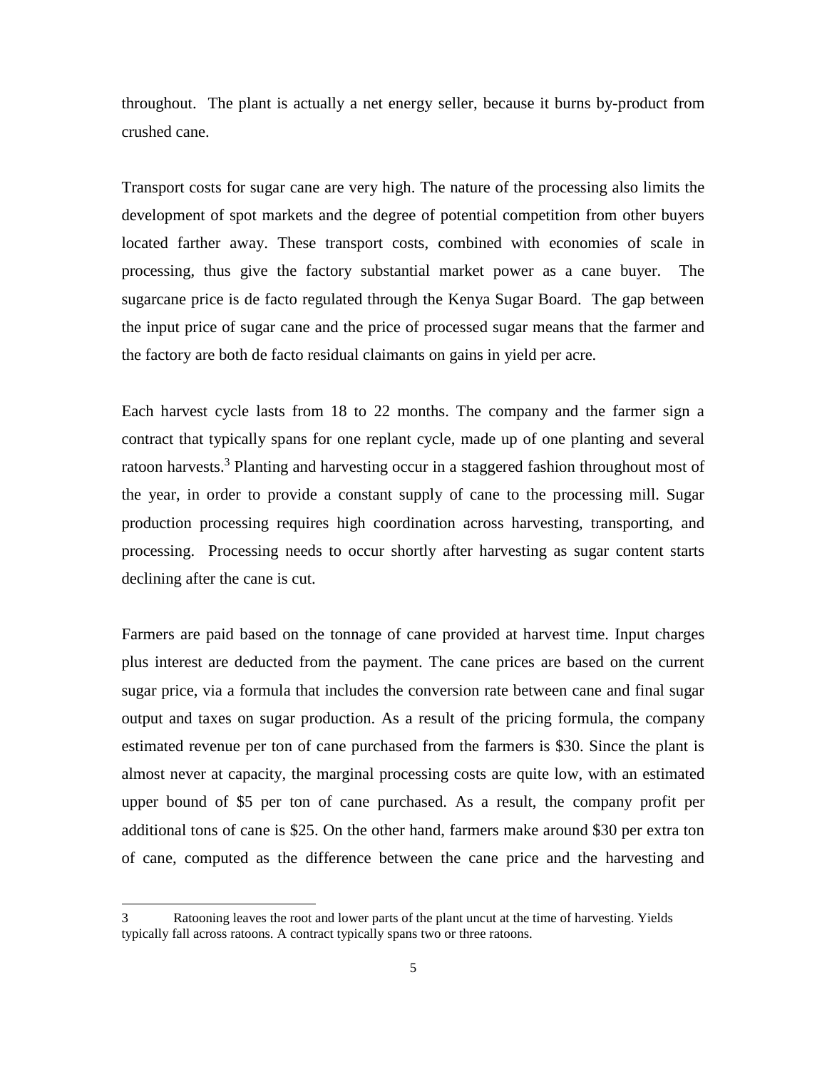throughout. The plant is actually a net energy seller, because it burns by-product from crushed cane.

Transport costs for sugar cane are very high. The nature of the processing also limits the development of spot markets and the degree of potential competition from other buyers located farther away. These transport costs, combined with economies of scale in processing, thus give the factory substantial market power as a cane buyer. The sugarcane price is de facto regulated through the Kenya Sugar Board. The gap between the input price of sugar cane and the price of processed sugar means that the farmer and the factory are both de facto residual claimants on gains in yield per acre.

Each harvest cycle lasts from 18 to 22 months. The company and the farmer sign a contract that typically spans for one replant cycle, made up of one planting and several ratoon harvests.[3] Planting and harvesting occur in a staggered fashion throughout most of the year, in order to provide a constant supply of cane to the processing mill. Sugar production processing requires high coordination across harvesting, transporting, and processing. Processing needs to occur shortly after harvesting as sugar content starts declining after the cane is cut.

Farmers are paid based on the tonnage of cane provided at harvest time. Input charges plus interest are deducted from the payment. The cane prices are based on the current sugar price, via a formula that includes the conversion rate between cane and final sugar output and taxes on sugar production. As a result of the pricing formula, the company estimated revenue per ton of cane purchased from the farmers is \$30. Since the plant is almost never at capacity, the marginal processing costs are quite low, with an estimated upper bound of \$5 per ton of cane purchased. As a result, the company profit per additional tons of cane is \$25. On the other hand, farmers make around \$30 per extra ton of cane, computed as the difference between the cane price and the harvesting and

[3] Ratooning leaves the root and lower parts of the plant uncut at the time of harvesting. Yields typically fall across ratoons. A contract typically spans two or three ratoons.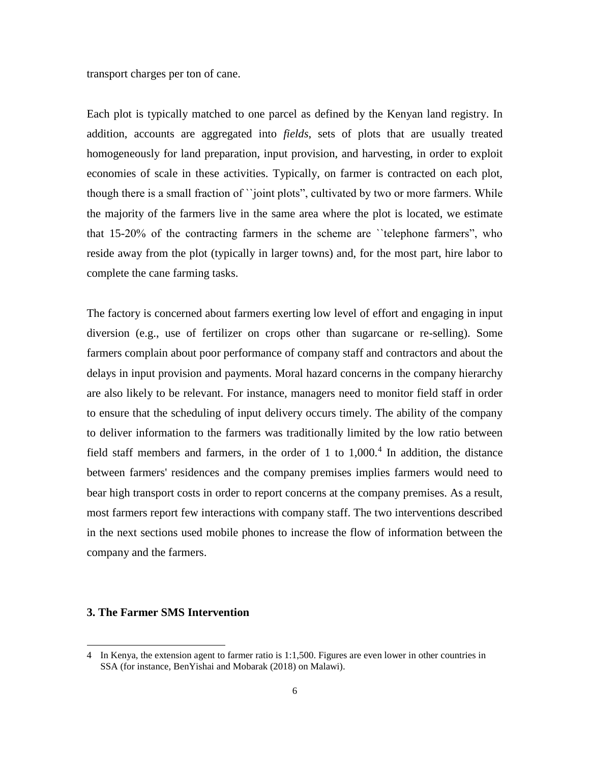transport charges per ton of cane.

Each plot is typically matched to one parcel as defined by the Kenyan land registry. In addition, accounts are aggregated into *fields*, sets of plots that are usually treated homogeneously for land preparation, input provision, and harvesting, in order to exploit economies of scale in these activities. Typically, on farmer is contracted on each plot, though there is a small fraction of ``joint plots", cultivated by two or more farmers. While the majority of the farmers live in the same area where the plot is located, we estimate that 15-20% of the contracting farmers in the scheme are ``telephone farmers", who reside away from the plot (typically in larger towns) and, for the most part, hire labor to complete the cane farming tasks.

The factory is concerned about farmers exerting low level of effort and engaging in input diversion (e.g., use of fertilizer on crops other than sugarcane or re-selling). Some farmers complain about poor performance of company staff and contractors and about the delays in input provision and payments. Moral hazard concerns in the company hierarchy are also likely to be relevant. For instance, managers need to monitor field staff in order to ensure that the scheduling of input delivery occurs timely. The ability of the company to deliver information to the farmers was traditionally limited by the low ratio between field staff members and farmers, in the order of 1 to 1,000.[4] In addition, the distance between farmers' residences and the company premises implies farmers would need to bear high transport costs in order to report concerns at the company premises. As a result, most farmers report few interactions with company staff. The two interventions described in the next sections used mobile phones to increase the flow of information between the company and the farmers.

## 3. The Farmer SMS Intervention

---

4 In Kenya, the extension agent to farmer ratio is 1:1,500. Figures are even lower in other countries in SSA (for instance, BenYishai and Mobarak (2018) on Malawi).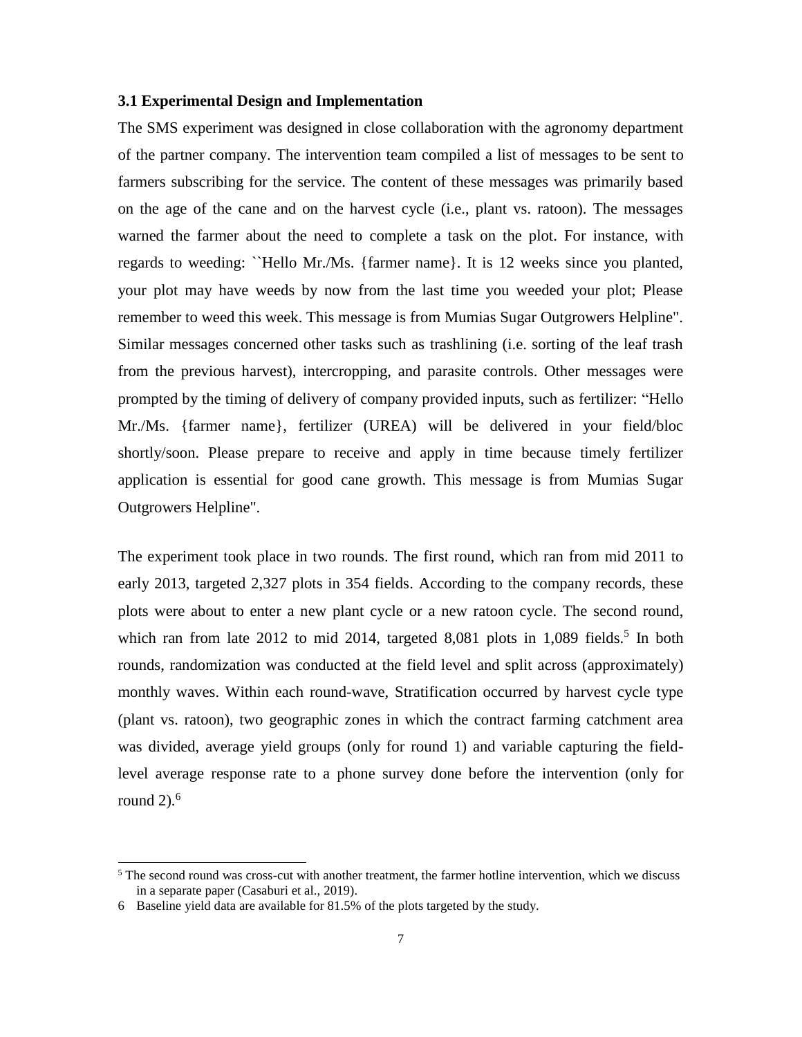### 3.1 Experimental Design and Implementation

The SMS experiment was designed in close collaboration with the agronomy department of the partner company. The intervention team compiled a list of messages to be sent to farmers subscribing for the service. The content of these messages was primarily based on the age of the cane and on the harvest cycle (i.e., plant vs. ratoon). The messages warned the farmer about the need to complete a task on the plot. For instance, with regards to weeding: ``Hello Mr./Ms. {farmer name}. It is 12 weeks since you planted, your plot may have weeds by now from the last time you weeded your plot; Please remember to weed this week. This message is from Mumias Sugar Outgrowers Helpline". Similar messages concerned other tasks such as trashlining (i.e. sorting of the leaf trash from the previous harvest), intercropping, and parasite controls. Other messages were prompted by the timing of delivery of company provided inputs, such as fertilizer: "Hello Mr./Ms. {farmer name}, fertilizer (UREA) will be delivered in your field/bloc shortly/soon. Please prepare to receive and apply in time because timely fertilizer application is essential for good cane growth. This message is from Mumias Sugar Outgrowers Helpline".

The experiment took place in two rounds. The first round, which ran from mid 2011 to early 2013, targeted 2,327 plots in 354 fields. According to the company records, these plots were about to enter a new plant cycle or a new ratoon cycle. The second round, which ran from late 2012 to mid 2014, targeted 8,081 plots in 1,089 fields.[5] In both rounds, randomization was conducted at the field level and split across (approximately) monthly waves. Within each round-wave, Stratification occurred by harvest cycle type (plant vs. ratoon), two geographic zones in which the contract farming catchment area was divided, average yield groups (only for round 1) and variable capturing the field-level average response rate to a phone survey done before the intervention (only for round 2).[6]

---

[5] The second round was cross-cut with another treatment, the farmer hotline intervention, which we discuss in a separate paper (Casaburi et al., 2019).

[6] Baseline yield data are available for 81.5% of the plots targeted by the study.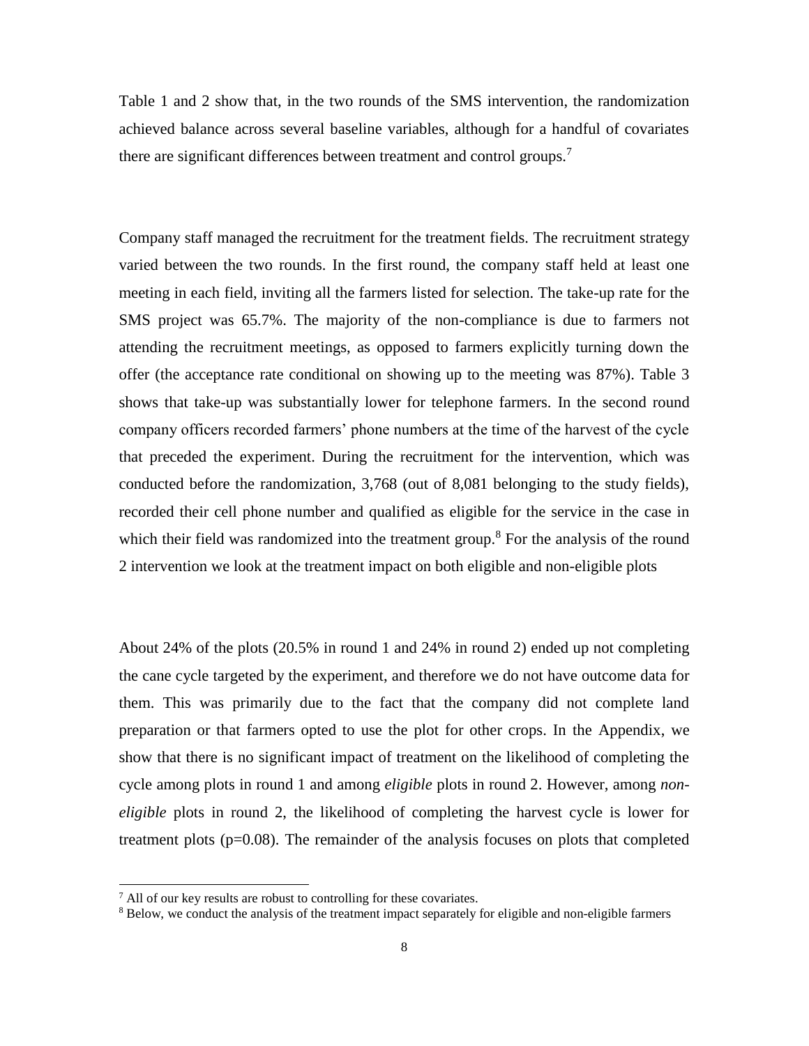Table 1 and 2 show that, in the two rounds of the SMS intervention, the randomization achieved balance across several baseline variables, although for a handful of covariates there are significant differences between treatment and control groups.[7]

Company staff managed the recruitment for the treatment fields. The recruitment strategy varied between the two rounds. In the first round, the company staff held at least one meeting in each field, inviting all the farmers listed for selection. The take-up rate for the SMS project was 65.7%. The majority of the non-compliance is due to farmers not attending the recruitment meetings, as opposed to farmers explicitly turning down the offer (the acceptance rate conditional on showing up to the meeting was 87%). Table 3 shows that take-up was substantially lower for telephone farmers. In the second round company officers recorded farmers' phone numbers at the time of the harvest of the cycle that preceded the experiment. During the recruitment for the intervention, which was conducted before the randomization, 3,768 (out of 8,081 belonging to the study fields), recorded their cell phone number and qualified as eligible for the service in the case in which their field was randomized into the treatment group.[8] For the analysis of the round 2 intervention we look at the treatment impact on both eligible and non-eligible plots

About 24% of the plots (20.5% in round 1 and 24% in round 2) ended up not completing the cane cycle targeted by the experiment, and therefore we do not have outcome data for them. This was primarily due to the fact that the company did not complete land preparation or that farmers opted to use the plot for other crops. In the Appendix, we show that there is no significant impact of treatment on the likelihood of completing the cycle among plots in round 1 and among *eligible* plots in round 2. However, among *non-eligible* plots in round 2, the likelihood of completing the harvest cycle is lower for treatment plots ($p=0.08$). The remainder of the analysis focuses on plots that completed

[7] All of our key results are robust to controlling for these covariates.

[8] Below, we conduct the analysis of the treatment impact separately for eligible and non-eligible farmers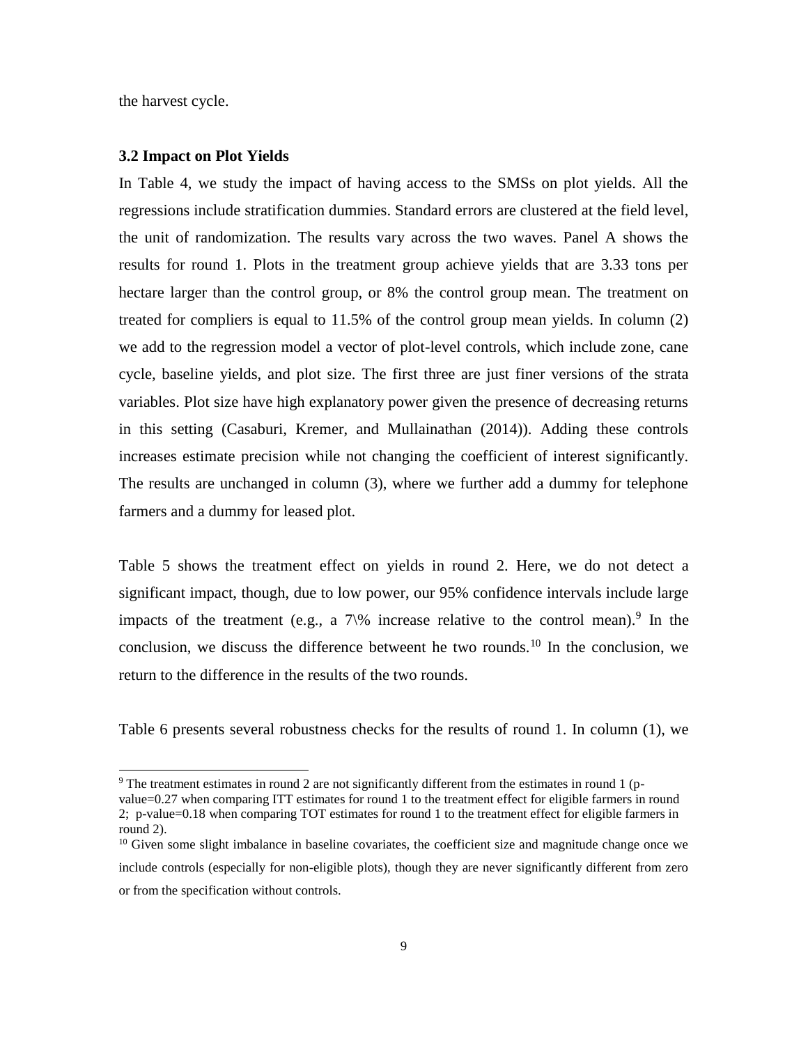the harvest cycle.

### 3.2 Impact on Plot Yields

In Table 4, we study the impact of having access to the SMSs on plot yields. All the regressions include stratification dummies. Standard errors are clustered at the field level, the unit of randomization. The results vary across the two waves. Panel A shows the results for round 1. Plots in the treatment group achieve yields that are 3.33 tons per hectare larger than the control group, or 8% the control group mean. The treatment on treated for compliers is equal to 11.5% of the control group mean yields. In column (2) we add to the regression model a vector of plot-level controls, which include zone, cane cycle, baseline yields, and plot size. The first three are just finer versions of the strata variables. Plot size have high explanatory power given the presence of decreasing returns in this setting (Casaburi, Kremer, and Mullainathan (2014)). Adding these controls increases estimate precision while not changing the coefficient of interest significantly. The results are unchanged in column (3), where we further add a dummy for telephone farmers and a dummy for leased plot.

Table 5 shows the treatment effect on yields in round 2. Here, we do not detect a significant impact, though, due to low power, our 95% confidence intervals include large impacts of the treatment (e.g., a 7\% increase relative to the control mean).[9] In the conclusion, we discuss the difference betweent he two rounds.[10] In the conclusion, we return to the difference in the results of the two rounds.

Table 6 presents several robustness checks for the results of round 1. In column (1), we

---

[9] The treatment estimates in round 2 are not significantly different from the estimates in round 1 (p-value=0.27 when comparing ITT estimates for round 1 to the treatment effect for eligible farmers in round 2; p-value=0.18 when comparing TOT estimates for round 1 to the treatment effect for eligible farmers in round 2).

[10] Given some slight imbalance in baseline covariates, the coefficient size and magnitude change once we include controls (especially for non-eligible plots), though they are never significantly different from zero or from the specification without controls.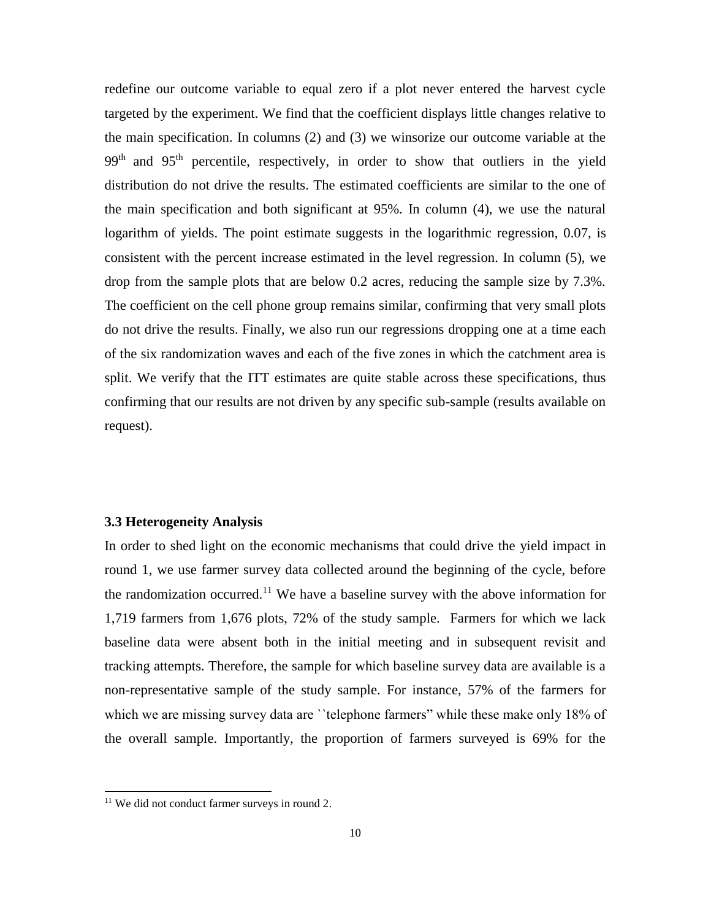redefine our outcome variable to equal zero if a plot never entered the harvest cycle targeted by the experiment. We find that the coefficient displays little changes relative to the main specification. In columns (2) and (3) we winsorize our outcome variable at the 99th and 95th percentile, respectively, in order to show that outliers in the yield distribution do not drive the results. The estimated coefficients are similar to the one of the main specification and both significant at 95%. In column (4), we use the natural logarithm of yields. The point estimate suggests in the logarithmic regression, 0.07, is consistent with the percent increase estimated in the level regression. In column (5), we drop from the sample plots that are below 0.2 acres, reducing the sample size by 7.3%. The coefficient on the cell phone group remains similar, confirming that very small plots do not drive the results. Finally, we also run our regressions dropping one at a time each of the six randomization waves and each of the five zones in which the catchment area is split. We verify that the ITT estimates are quite stable across these specifications, thus confirming that our results are not driven by any specific sub-sample (results available on request).

### 3.3 Heterogeneity Analysis

In order to shed light on the economic mechanisms that could drive the yield impact in round 1, we use farmer survey data collected around the beginning of the cycle, before the randomization occurred.[11] We have a baseline survey with the above information for 1,719 farmers from 1,676 plots, 72% of the study sample. Farmers for which we lack baseline data were absent both in the initial meeting and in subsequent revisit and tracking attempts. Therefore, the sample for which baseline survey data are available is a non-representative sample of the study sample. For instance, 57% of the farmers for which we are missing survey data are ``telephone farmers" while these make only 18% of the overall sample. Importantly, the proportion of farmers surveyed is 69% for the

[11] We did not conduct farmer surveys in round 2.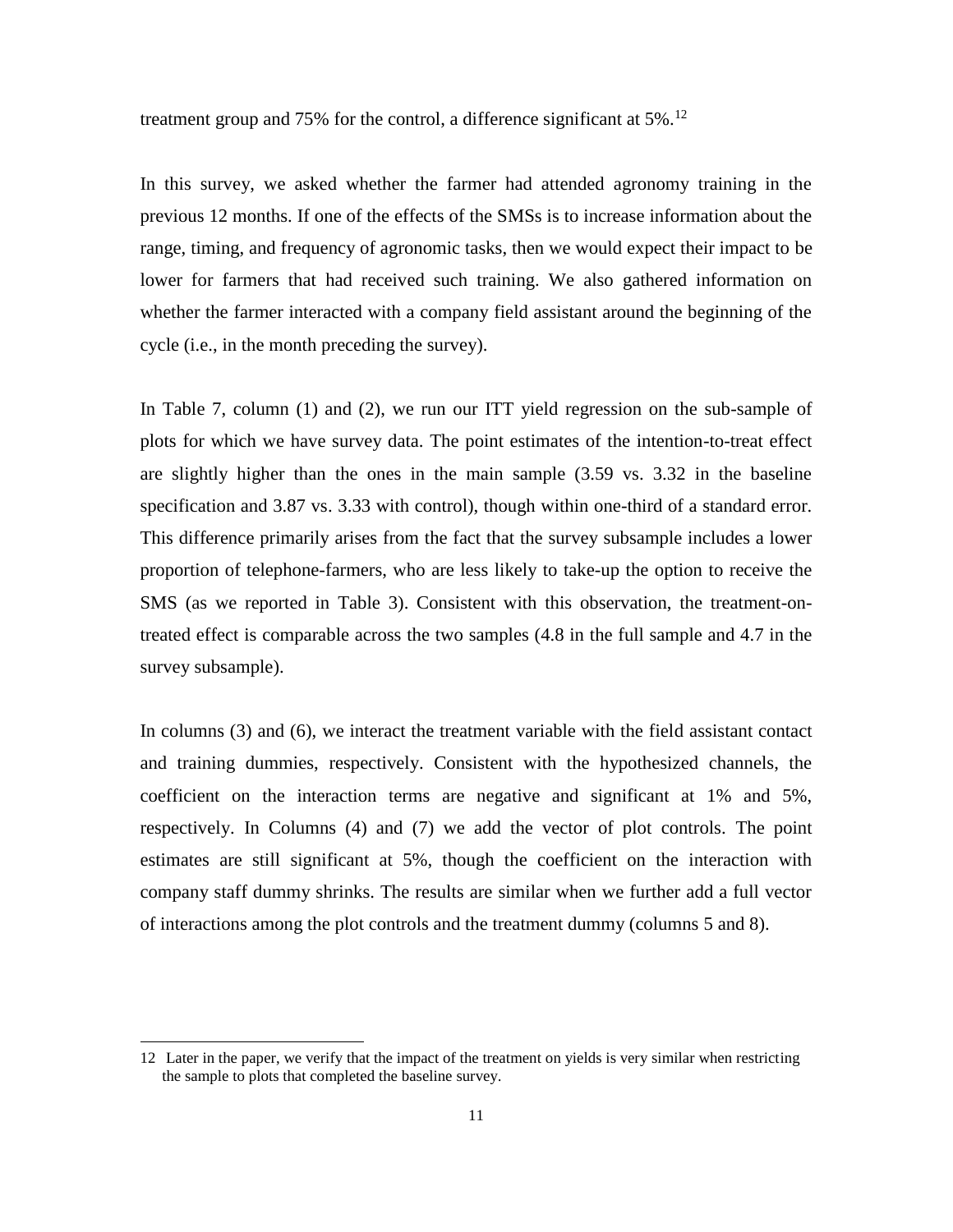treatment group and 75% for the control, a difference significant at 5%.[12]

In this survey, we asked whether the farmer had attended agronomy training in the previous 12 months. If one of the effects of the SMSs is to increase information about the range, timing, and frequency of agronomic tasks, then we would expect their impact to be lower for farmers that had received such training. We also gathered information on whether the farmer interacted with a company field assistant around the beginning of the cycle (i.e., in the month preceding the survey).

In Table 7, column (1) and (2), we run our ITT yield regression on the sub-sample of plots for which we have survey data. The point estimates of the intention-to-treat effect are slightly higher than the ones in the main sample (3.59 vs. 3.32 in the baseline specification and 3.87 vs. 3.33 with control), though within one-third of a standard error. This difference primarily arises from the fact that the survey subsample includes a lower proportion of telephone-farmers, who are less likely to take-up the option to receive the SMS (as we reported in Table 3). Consistent with this observation, the treatment-on-treated effect is comparable across the two samples (4.8 in the full sample and 4.7 in the survey subsample).

In columns (3) and (6), we interact the treatment variable with the field assistant contact and training dummies, respectively. Consistent with the hypothesized channels, the coefficient on the interaction terms are negative and significant at 1% and 5%, respectively. In Columns (4) and (7) we add the vector of plot controls. The point estimates are still significant at 5%, though the coefficient on the interaction with company staff dummy shrinks. The results are similar when we further add a full vector of interactions among the plot controls and the treatment dummy (columns 5 and 8).

[12] Later in the paper, we verify that the impact of the treatment on yields is very similar when restricting the sample to plots that completed the baseline survey.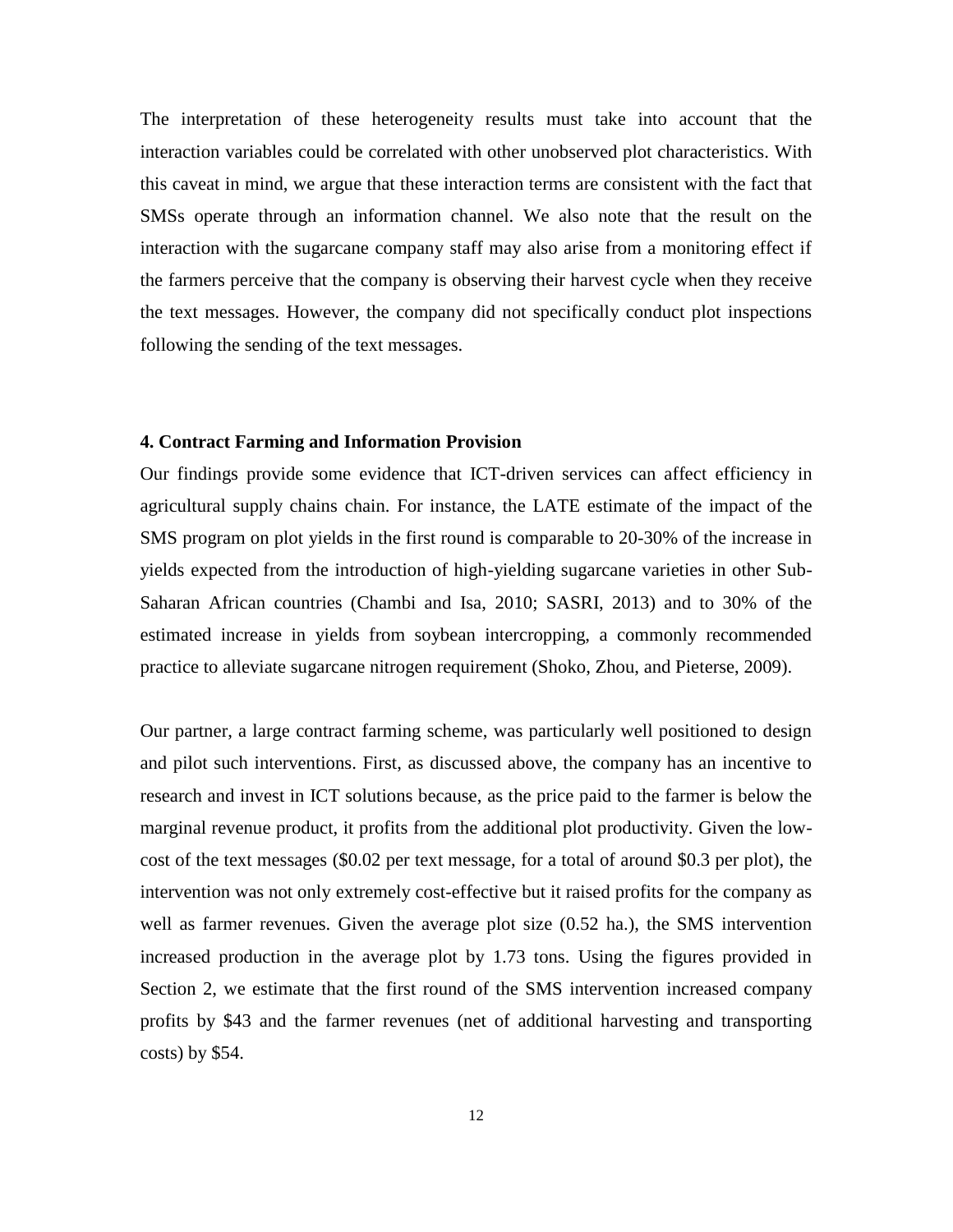The interpretation of these heterogeneity results must take into account that the interaction variables could be correlated with other unobserved plot characteristics. With this caveat in mind, we argue that these interaction terms are consistent with the fact that SMSs operate through an information channel. We also note that the result on the interaction with the sugarcane company staff may also arise from a monitoring effect if the farmers perceive that the company is observing their harvest cycle when they receive the text messages. However, the company did not specifically conduct plot inspections following the sending of the text messages.

## 4. Contract Farming and Information Provision

Our findings provide some evidence that ICT-driven services can affect efficiency in agricultural supply chains chain. For instance, the LATE estimate of the impact of the SMS program on plot yields in the first round is comparable to 20-30% of the increase in yields expected from the introduction of high-yielding sugarcane varieties in other Sub-Saharan African countries (Chambi and Isa, 2010; SASRI, 2013) and to 30% of the estimated increase in yields from soybean intercropping, a commonly recommended practice to alleviate sugarcane nitrogen requirement (Shoko, Zhou, and Pieterse, 2009).

Our partner, a large contract farming scheme, was particularly well positioned to design and pilot such interventions. First, as discussed above, the company has an incentive to research and invest in ICT solutions because, as the price paid to the farmer is below the marginal revenue product, it profits from the additional plot productivity. Given the low-cost of the text messages ($0.02 per text message, for a total of around $0.3 per plot), the intervention was not only extremely cost-effective but it raised profits for the company as well as farmer revenues. Given the average plot size (0.52 ha.), the SMS intervention increased production in the average plot by 1.73 tons. Using the figures provided in Section 2, we estimate that the first round of the SMS intervention increased company profits by $43 and the farmer revenues (net of additional harvesting and transporting costs) by $54.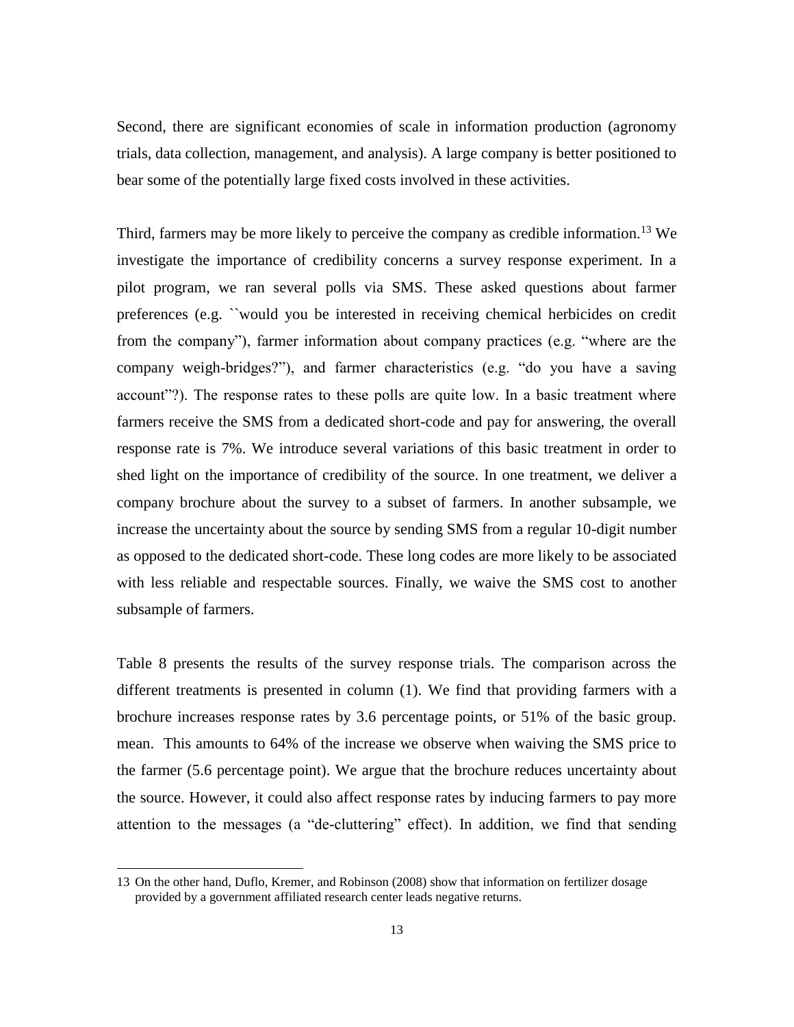Second, there are significant economies of scale in information production (agronomy trials, data collection, management, and analysis). A large company is better positioned to bear some of the potentially large fixed costs involved in these activities.

Third, farmers may be more likely to perceive the company as credible information.[13] We investigate the importance of credibility concerns a survey response experiment. In a pilot program, we ran several polls via SMS. These asked questions about farmer preferences (e.g. ``would you be interested in receiving chemical herbicides on credit from the company"), farmer information about company practices (e.g. "where are the company weigh-bridges?"), and farmer characteristics (e.g. "do you have a saving account"?). The response rates to these polls are quite low. In a basic treatment where farmers receive the SMS from a dedicated short-code and pay for answering, the overall response rate is 7%. We introduce several variations of this basic treatment in order to shed light on the importance of credibility of the source. In one treatment, we deliver a company brochure about the survey to a subset of farmers. In another subsample, we increase the uncertainty about the source by sending SMS from a regular 10-digit number as opposed to the dedicated short-code. These long codes are more likely to be associated with less reliable and respectable sources. Finally, we waive the SMS cost to another subsample of farmers.

Table 8 presents the results of the survey response trials. The comparison across the different treatments is presented in column (1). We find that providing farmers with a brochure increases response rates by 3.6 percentage points, or 51% of the basic group. mean. This amounts to 64% of the increase we observe when waiving the SMS price to the farmer (5.6 percentage point). We argue that the brochure reduces uncertainty about the source. However, it could also affect response rates by inducing farmers to pay more attention to the messages (a "de-cluttering" effect). In addition, we find that sending

13 On the other hand, Duflo, Kremer, and Robinson (2008) show that information on fertilizer dosage provided by a government affiliated research center leads negative returns.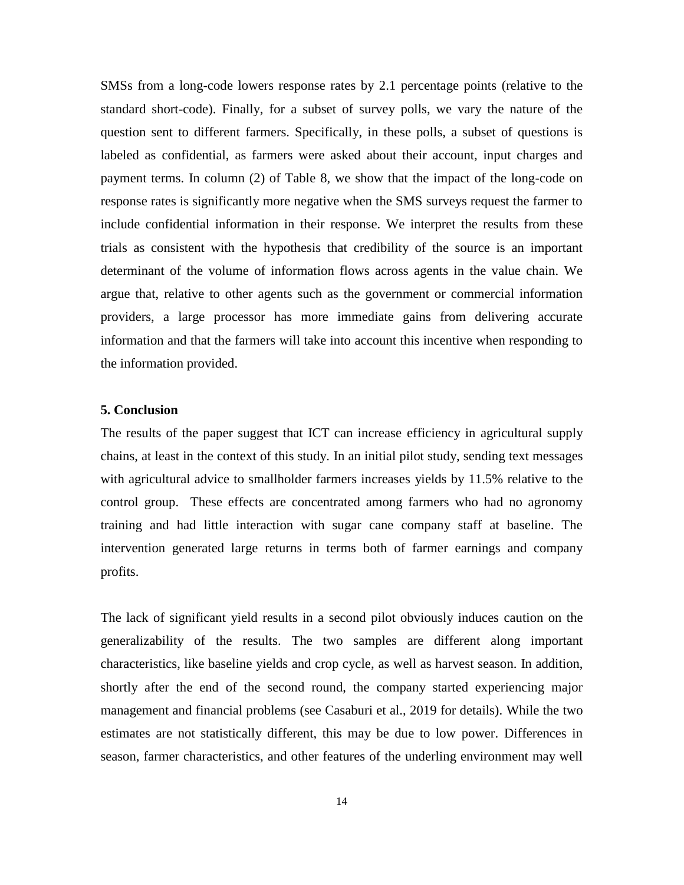SMSs from a long-code lowers response rates by 2.1 percentage points (relative to the standard short-code). Finally, for a subset of survey polls, we vary the nature of the question sent to different farmers. Specifically, in these polls, a subset of questions is labeled as confidential, as farmers were asked about their account, input charges and payment terms. In column (2) of Table 8, we show that the impact of the long-code on response rates is significantly more negative when the SMS surveys request the farmer to include confidential information in their response. We interpret the results from these trials as consistent with the hypothesis that credibility of the source is an important determinant of the volume of information flows across agents in the value chain. We argue that, relative to other agents such as the government or commercial information providers, a large processor has more immediate gains from delivering accurate information and that the farmers will take into account this incentive when responding to the information provided.

## 5. Conclusion

The results of the paper suggest that ICT can increase efficiency in agricultural supply chains, at least in the context of this study. In an initial pilot study, sending text messages with agricultural advice to smallholder farmers increases yields by 11.5% relative to the control group. These effects are concentrated among farmers who had no agronomy training and had little interaction with sugar cane company staff at baseline. The intervention generated large returns in terms both of farmer earnings and company profits.

The lack of significant yield results in a second pilot obviously induces caution on the generalizability of the results. The two samples are different along important characteristics, like baseline yields and crop cycle, as well as harvest season. In addition, shortly after the end of the second round, the company started experiencing major management and financial problems (see Casaburi et al., 2019 for details). While the two estimates are not statistically different, this may be due to low power. Differences in season, farmer characteristics, and other features of the underling environment may well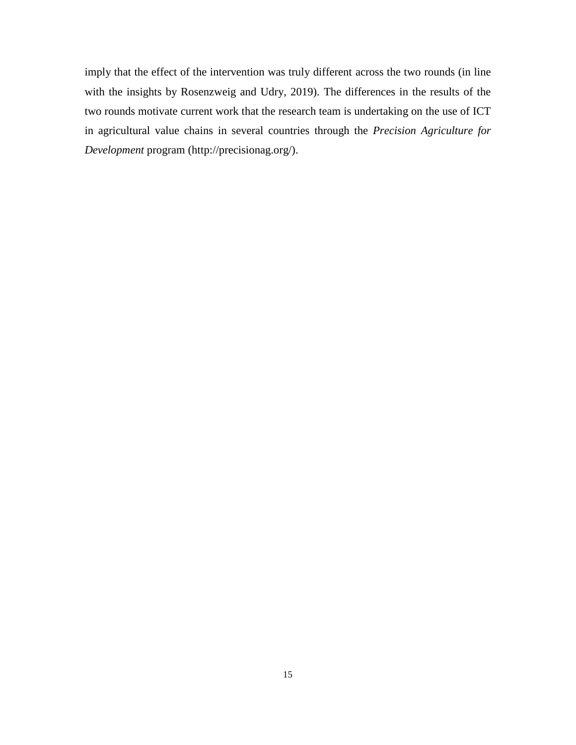imply that the effect of the intervention was truly different across the two rounds (in line with the insights by Rosenzweig and Udry, 2019). The differences in the results of the two rounds motivate current work that the research team is undertaking on the use of ICT in agricultural value chains in several countries through the *Precision Agriculture for Development* program (http://precisionag.org/).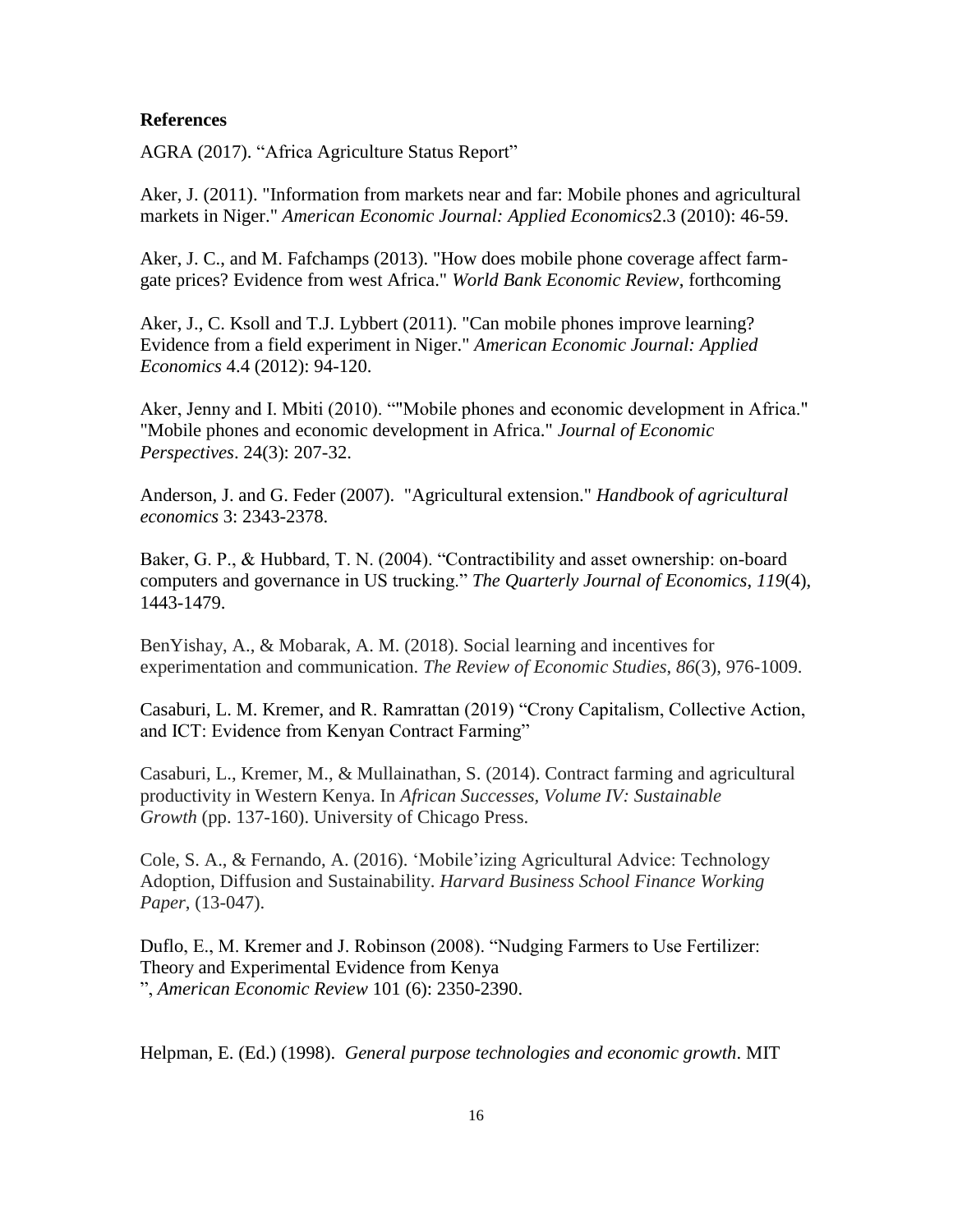**References**

AGRA (2017). “Africa Agriculture Status Report”

Aker, J. (2011). "Information from markets near and far: Mobile phones and agricultural markets in Niger." *American Economic Journal: Applied Economics*2.3 (2010): 46-59.

Aker, J. C., and M. Fafchamps (2013). "How does mobile phone coverage affect farm-gate prices? Evidence from west Africa." *World Bank Economic Review*, forthcoming

Aker, J., C. Ksoll and T.J. Lybbert (2011). "Can mobile phones improve learning? Evidence from a field experiment in Niger." *American Economic Journal: Applied Economics* 4.4 (2012): 94-120.

Aker, Jenny and I. Mbiti (2010). “"Mobile phones and economic development in Africa." "Mobile phones and economic development in Africa." *Journal of Economic Perspectives*. 24(3): 207-32.

Anderson, J. and G. Feder (2007). "Agricultural extension." *Handbook of agricultural economics* 3: 2343-2378.

Baker, G. P., & Hubbard, T. N. (2004). “Contractibility and asset ownership: on-board computers and governance in US trucking.” *The Quarterly Journal of Economics*, *119*(4), 1443-1479.

BenYishay, A., & Mobarak, A. M. (2018). Social learning and incentives for experimentation and communication. *The Review of Economic Studies*, *86*(3), 976-1009.

Casaburi, L. M. Kremer, and R. Ramrattan (2019) “Crony Capitalism, Collective Action, and ICT: Evidence from Kenyan Contract Farming”

Casaburi, L., Kremer, M., & Mullainathan, S. (2014). Contract farming and agricultural productivity in Western Kenya. In *African Successes, Volume IV: Sustainable Growth* (pp. 137-160). University of Chicago Press.

Cole, S. A., & Fernando, A. (2016). ‘Mobile’izing Agricultural Advice: Technology Adoption, Diffusion and Sustainability. *Harvard Business School Finance Working Paper*, (13-047).

Duflo, E., M. Kremer and J. Robinson (2008). “Nudging Farmers to Use Fertilizer: Theory and Experimental Evidence from Kenya
”, *American Economic Review* 101 (6): 2350-2390.

Helpman, E. (Ed.) (1998). *General purpose technologies and economic growth*. MIT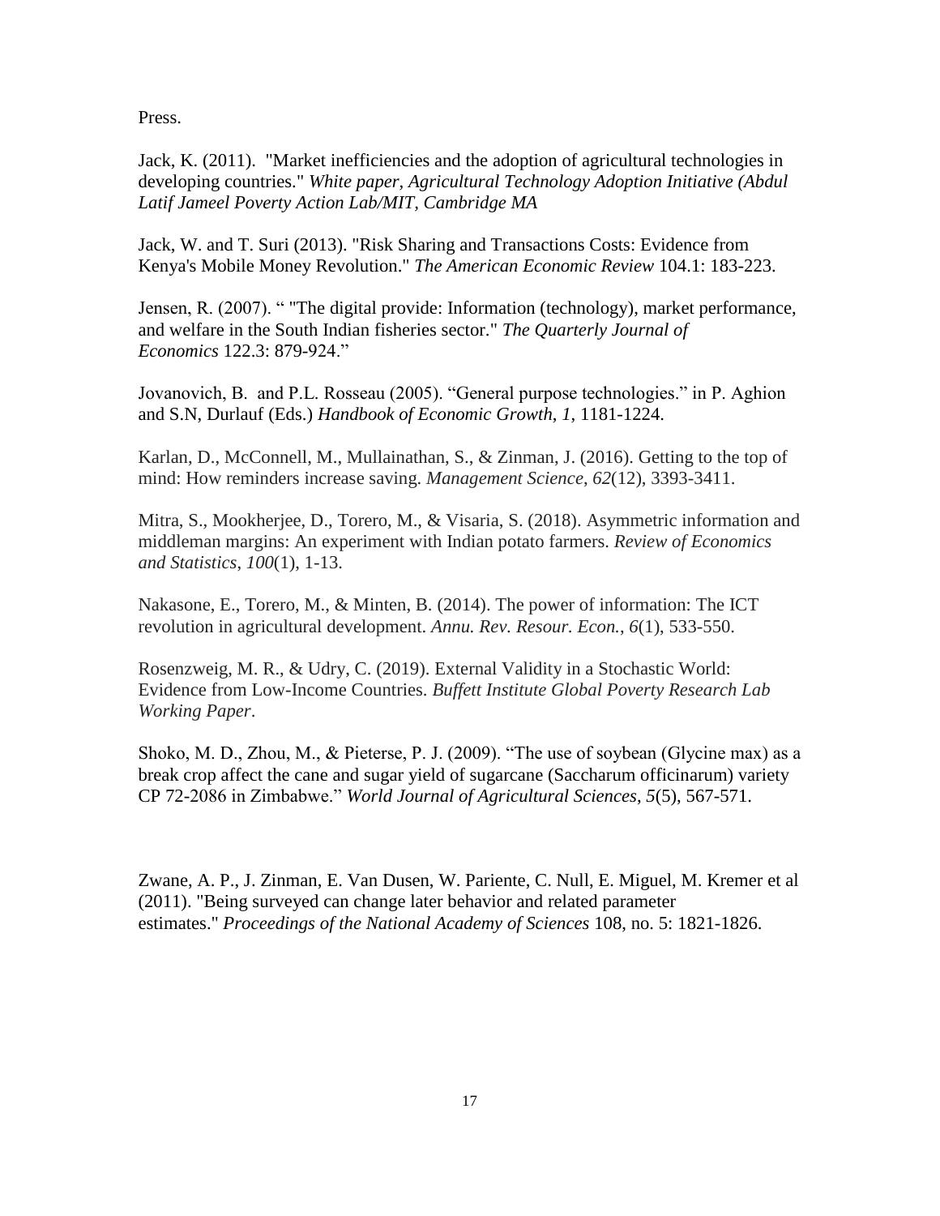Press.

Jack, K. (2011). "Market inefficiencies and the adoption of agricultural technologies in developing countries." *White paper, Agricultural Technology Adoption Initiative (Abdul Latif Jameel Poverty Action Lab/MIT, Cambridge MA*

Jack, W. and T. Suri (2013). "Risk Sharing and Transactions Costs: Evidence from Kenya's Mobile Money Revolution." *The American Economic Review* 104.1: 183-223.

Jensen, R. (2007). " "The digital provide: Information (technology), market performance, and welfare in the South Indian fisheries sector." *The Quarterly Journal of Economics* 122.3: 879-924."

Jovanovich, B. and P.L. Rosseau (2005). "General purpose technologies." in P. Aghion and S.N, Durlauf (Eds.) *Handbook of Economic Growth*, *1*, 1181-1224.

Karlan, D., McConnell, M., Mullainathan, S., & Zinman, J. (2016). Getting to the top of mind: How reminders increase saving. *Management Science*, *62*(12), 3393-3411.

Mitra, S., Mookherjee, D., Torero, M., & Visaria, S. (2018). Asymmetric information and middleman margins: An experiment with Indian potato farmers. *Review of Economics and Statistics*, *100*(1), 1-13.

Nakasone, E., Torero, M., & Minten, B. (2014). The power of information: The ICT revolution in agricultural development. *Annu. Rev. Resour. Econ.*, *6*(1), 533-550.

Rosenzweig, M. R., & Udry, C. (2019). External Validity in a Stochastic World: Evidence from Low-Income Countries. *Buffett Institute Global Poverty Research Lab Working Paper*.

Shoko, M. D., Zhou, M., & Pieterse, P. J. (2009). "The use of soybean (Glycine max) as a break crop affect the cane and sugar yield of sugarcane (Saccharum officinarum) variety CP 72-2086 in Zimbabwe." *World Journal of Agricultural Sciences*, *5*(5), 567-571.

Zwane, A. P., J. Zinman, E. Van Dusen, W. Pariente, C. Null, E. Miguel, M. Kremer et al (2011). "Being surveyed can change later behavior and related parameter estimates." *Proceedings of the National Academy of Sciences* 108, no. 5: 1821-1826.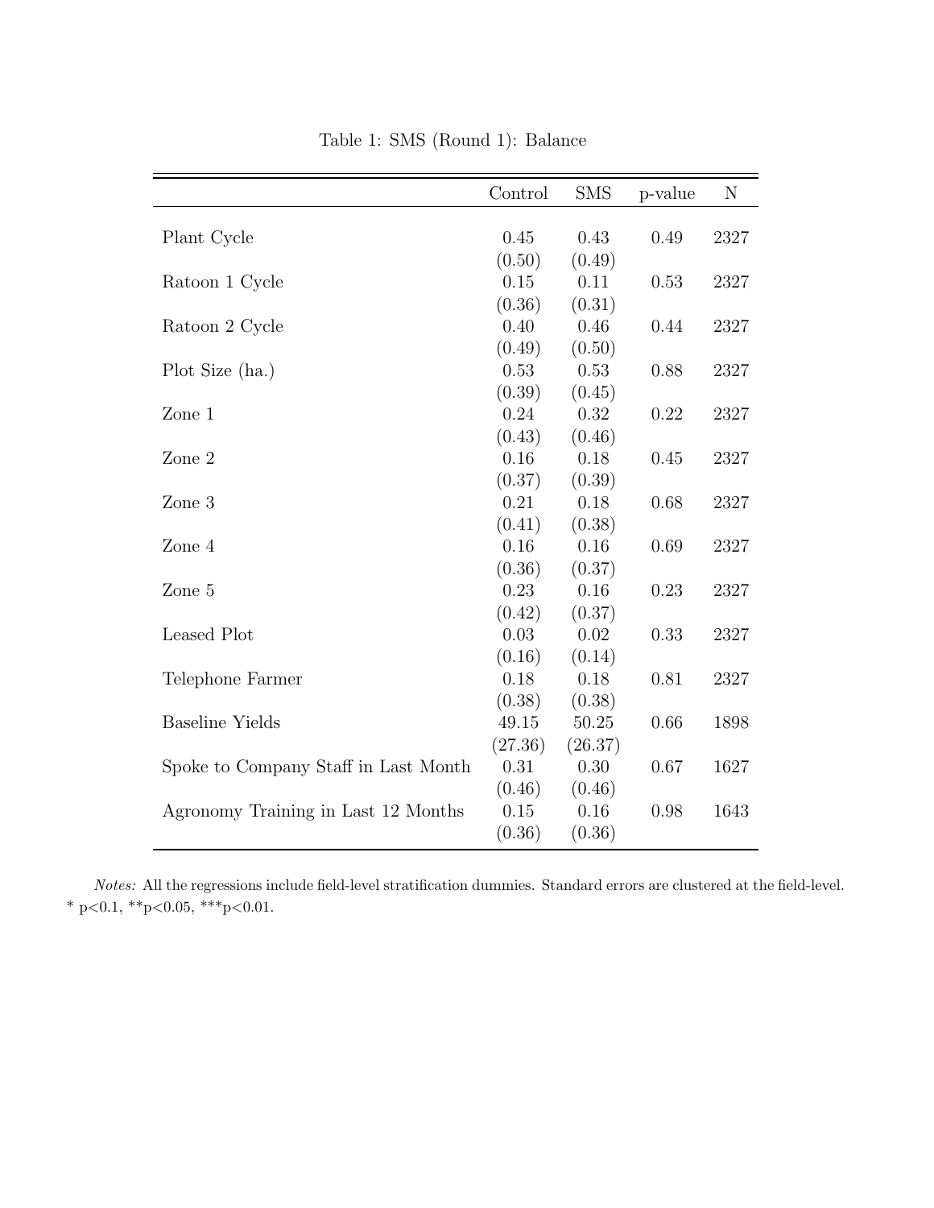Table 1: SMS (Round 1): Balance

| | Control | SMS | p-value | N |
|---|---|---|---|---|
| Plant Cycle | 0.45 | 0.43 | 0.49 | 2327 |
| | (0.50) | (0.49) | | |
| Ratoon 1 Cycle | 0.15 | 0.11 | 0.53 | 2327 |
| | (0.36) | (0.31) | | |
| Ratoon 2 Cycle | 0.40 | 0.46 | 0.44 | 2327 |
| | (0.49) | (0.50) | | |
| Plot Size (ha.) | 0.53 | 0.53 | 0.88 | 2327 |
| | (0.39) | (0.45) | | |
| Zone 1 | 0.24 | 0.32 | 0.22 | 2327 |
| | (0.43) | (0.46) | | |
| Zone 2 | 0.16 | 0.18 | 0.45 | 2327 |
| | (0.37) | (0.39) | | |
| Zone 3 | 0.21 | 0.18 | 0.68 | 2327 |
| | (0.41) | (0.38) | | |
| Zone 4 | 0.16 | 0.16 | 0.69 | 2327 |
| | (0.36) | (0.37) | | |
| Zone 5 | 0.23 | 0.16 | 0.23 | 2327 |
| | (0.42) | (0.37) | | |
| Leased Plot | 0.03 | 0.02 | 0.33 | 2327 |
| | (0.16) | (0.14) | | |
| Telephone Farmer | 0.18 | 0.18 | 0.81 | 2327 |
| | (0.38) | (0.38) | | |
| Baseline Yields | 49.15 | 50.25 | 0.66 | 1898 |
| | (27.36) | (26.37) | | |
| Spoke to Company Staff in Last Month | 0.31 | 0.30 | 0.67 | 1627 |
| | (0.46) | (0.46) | | |
| Agronomy Training in Last 12 Months | 0.15 | 0.16 | 0.98 | 1643 |
| | (0.36) | (0.36) | | |

*Notes:* All the regressions include field-level stratification dummies. Standard errors are clustered at the field-level. * p<0.1, **p<0.05, ***p<0.01.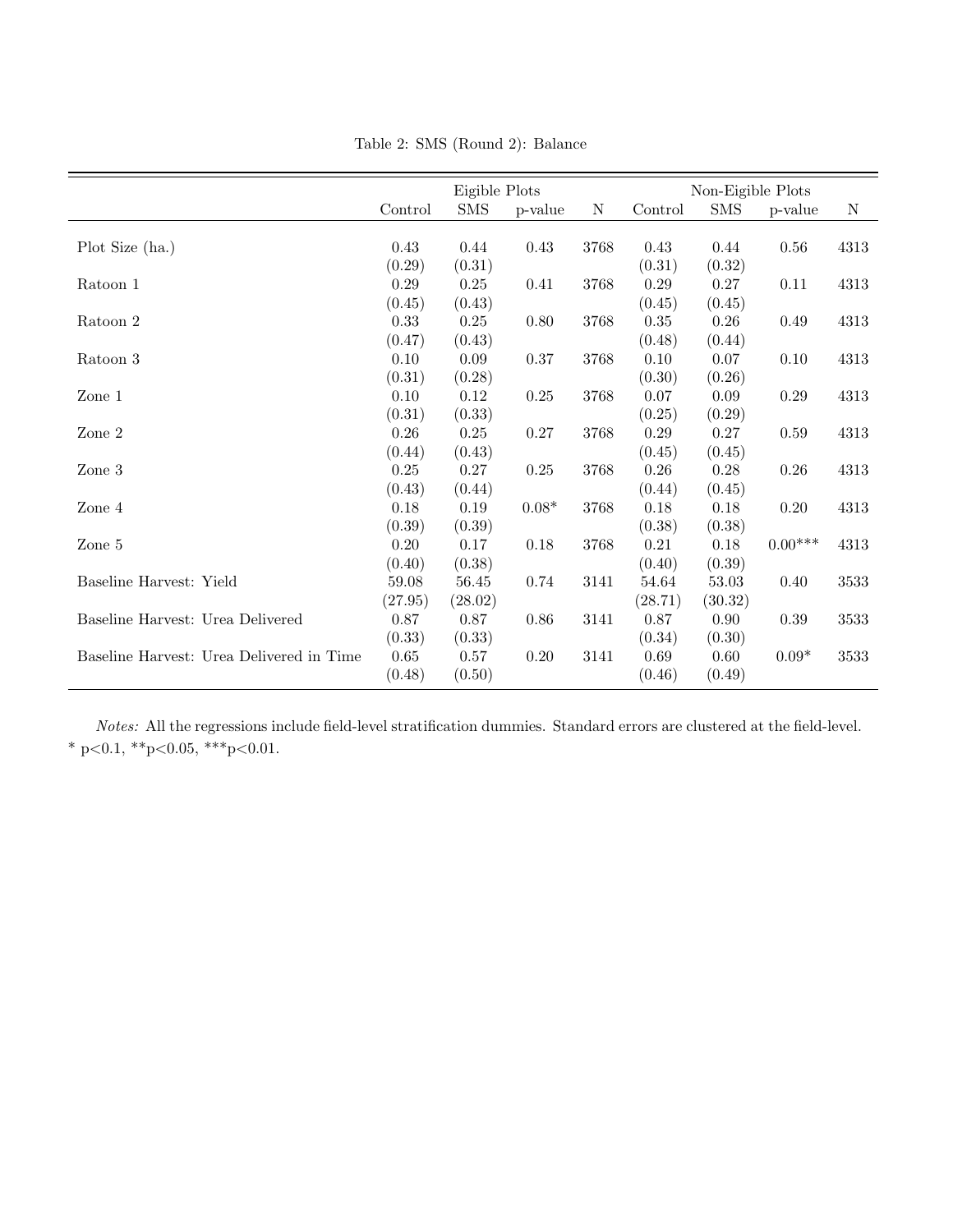Table 2: SMS (Round 2): Balance

| | Eigible Plots | | | | Non-Eigible Plots | | | |
|---|---|---|---|---|---|---|---|---|
| | Control | SMS | p-value | N | Control | SMS | p-value | N |
| Plot Size (ha.) | 0.43 | 0.44 | 0.43 | 3768 | 0.43 | 0.44 | 0.56 | 4313 |
| | (0.29) | (0.31) | | | (0.31) | (0.32) | | |
| Ratoon 1 | 0.29 | 0.25 | 0.41 | 3768 | 0.29 | 0.27 | 0.11 | 4313 |
| | (0.45) | (0.43) | | | (0.45) | (0.45) | | |
| Ratoon 2 | 0.33 | 0.25 | 0.80 | 3768 | 0.35 | 0.26 | 0.49 | 4313 |
| | (0.47) | (0.43) | | | (0.48) | (0.44) | | |
| Ratoon 3 | 0.10 | 0.09 | 0.37 | 3768 | 0.10 | 0.07 | 0.10 | 4313 |
| | (0.31) | (0.28) | | | (0.30) | (0.26) | | |
| Zone 1 | 0.10 | 0.12 | 0.25 | 3768 | 0.07 | 0.09 | 0.29 | 4313 |
| | (0.31) | (0.33) | | | (0.25) | (0.29) | | |
| Zone 2 | 0.26 | 0.25 | 0.27 | 3768 | 0.29 | 0.27 | 0.59 | 4313 |
| | (0.44) | (0.43) | | | (0.45) | (0.45) | | |
| Zone 3 | 0.25 | 0.27 | 0.25 | 3768 | 0.26 | 0.28 | 0.26 | 4313 |
| | (0.43) | (0.44) | | | (0.44) | (0.45) | | |
| Zone 4 | 0.18 | 0.19 | 0.08* | 3768 | 0.18 | 0.18 | 0.20 | 4313 |
| | (0.39) | (0.39) | | | (0.38) | (0.38) | | |
| Zone 5 | 0.20 | 0.17 | 0.18 | 3768 | 0.21 | 0.18 | 0.00*** | 4313 |
| | (0.40) | (0.38) | | | (0.40) | (0.39) | | |
| Baseline Harvest: Yield | 59.08 | 56.45 | 0.74 | 3141 | 54.64 | 53.03 | 0.40 | 3533 |
| | (27.95) | (28.02) | | | (28.71) | (30.32) | | |
| Baseline Harvest: Urea Delivered | 0.87 | 0.87 | 0.86 | 3141 | 0.87 | 0.90 | 0.39 | 3533 |
| | (0.33) | (0.33) | | | (0.34) | (0.30) | | |
| Baseline Harvest: Urea Delivered in Time | 0.65 | 0.57 | 0.20 | 3141 | 0.69 | 0.60 | 0.09* | 3533 |
| | (0.48) | (0.50) | | | (0.46) | (0.49) | | |

*Notes:* All the regressions include field-level stratification dummies. Standard errors are clustered at the field-level. * p<0.1, **p<0.05, ***p<0.01.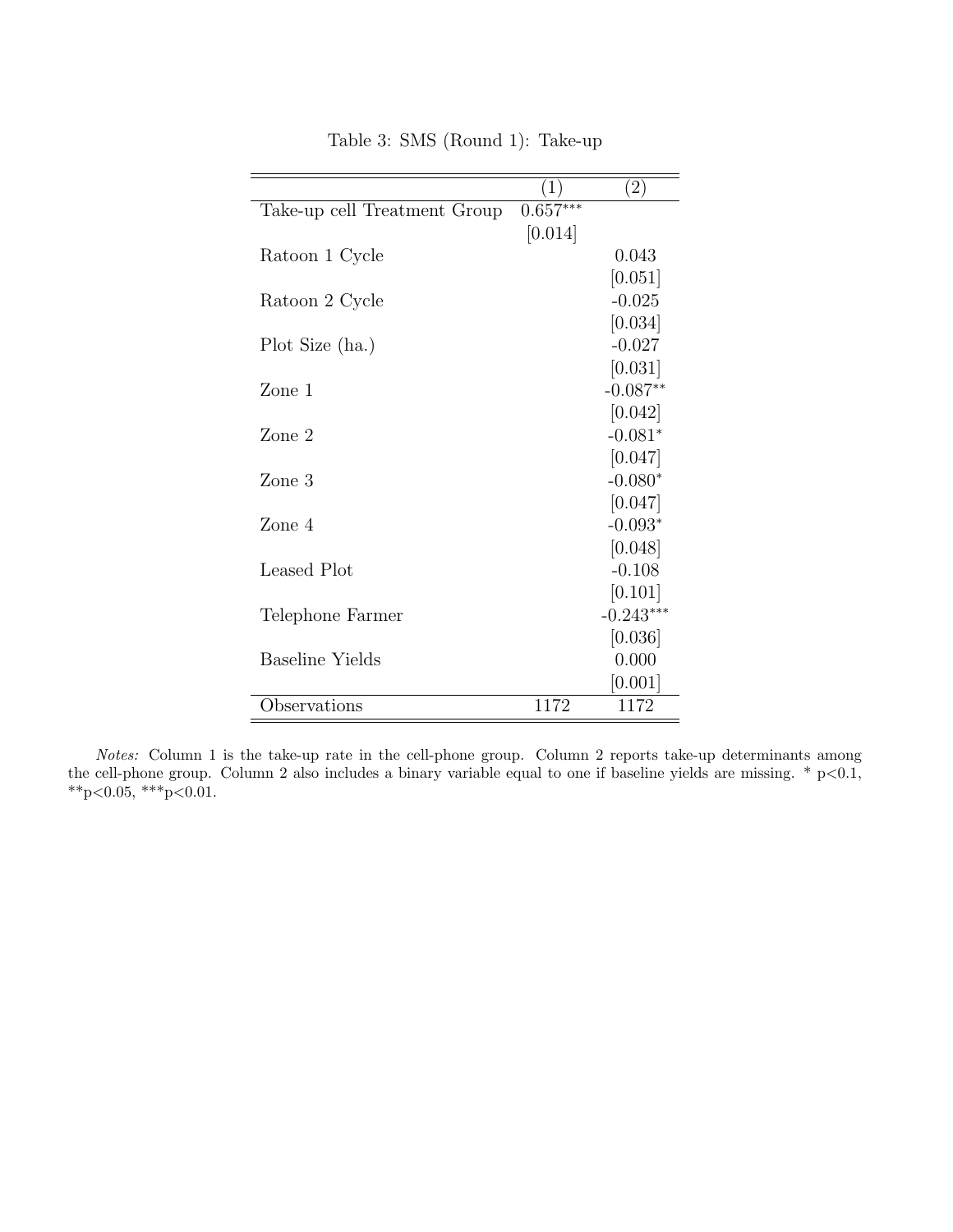Table 3: SMS (Round 1): Take-up

| | (1) | (2) |
|---|---|---|
| Take-up cell Treatment Group | 0.657*** | |
| | [0.014] | |
| Ratoon 1 Cycle | | 0.043 |
| | | [0.051] |
| Ratoon 2 Cycle | | -0.025 |
| | | [0.034] |
| Plot Size (ha.) | | -0.027 |
| | | [0.031] |
| Zone 1 | | -0.087** |
| | | [0.042] |
| Zone 2 | | -0.081* |
| | | [0.047] |
| Zone 3 | | -0.080* |
| | | [0.047] |
| Zone 4 | | -0.093* |
| | | [0.048] |
| Leased Plot | | -0.108 |
| | | [0.101] |
| Telephone Farmer | | -0.243*** |
| | | [0.036] |
| Baseline Yields | | 0.000 |
| | | [0.001] |
| Observations | 1172 | 1172 |

*Notes:* Column 1 is the take-up rate in the cell-phone group. Column 2 reports take-up determinants among the cell-phone group. Column 2 also includes a binary variable equal to one if baseline yields are missing. * $p<0.1$, ** $p<0.05$, *** $p<0.01$.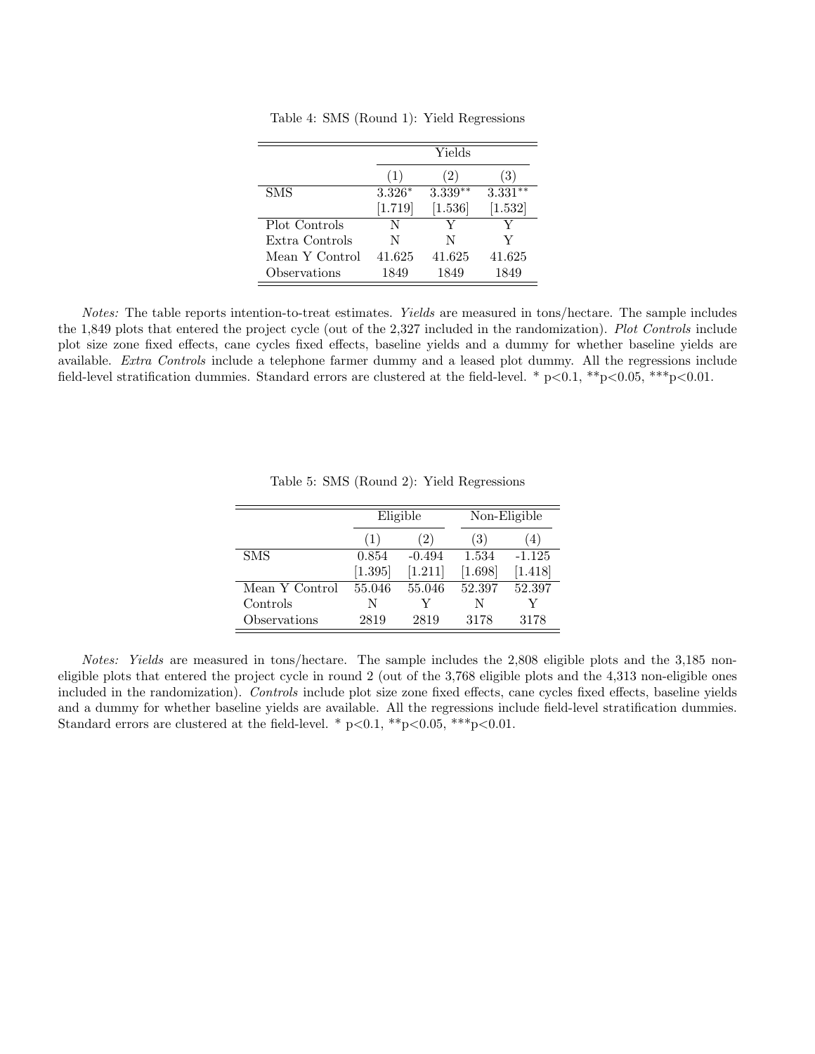Table 4: SMS (Round 1): Yield Regressions

| | Yields | | |
|---|---|---|---|
| | (1) | (2) | (3) |
| SMS | 3.326* | 3.339** | 3.331** |
| | [1.719] | [1.536] | [1.532] |
| Plot Controls | N | Y | Y |
| Extra Controls | N | N | Y |
| Mean Y Control | 41.625 | 41.625 | 41.625 |
| Observations | 1849 | 1849 | 1849 |

*Notes:* The table reports intention-to-treat estimates. *Yields* are measured in tons/hectare. The sample includes the 1,849 plots that entered the project cycle (out of the 2,327 included in the randomization). *Plot Controls* include plot size zone fixed effects, cane cycles fixed effects, baseline yields and a dummy for whether baseline yields are available. *Extra Controls* include a telephone farmer dummy and a leased plot dummy. All the regressions include field-level stratification dummies. Standard errors are clustered at the field-level. * p<0.1, **p<0.05, ***p<0.01.

Table 5: SMS (Round 2): Yield Regressions

| | Eligible | | Non-Eligible | |
|---|---|---|---|---|
| | (1) | (2) | (3) | (4) |
| SMS | 0.854 | -0.494 | 1.534 | -1.125 |
| | [1.395] | [1.211] | [1.698] | [1.418] |
| Mean Y Control | 55.046 | 55.046 | 52.397 | 52.397 |
| Controls | N | Y | N | Y |
| Observations | 2819 | 2819 | 3178 | 3178 |

*Notes: Yields* are measured in tons/hectare. The sample includes the 2,808 eligible plots and the 3,185 non-eligible plots that entered the project cycle in round 2 (out of the 3,768 eligible plots and the 4,313 non-eligible ones included in the randomization). *Controls* include plot size zone fixed effects, cane cycles fixed effects, baseline yields and a dummy for whether baseline yields are available. All the regressions include field-level stratification dummies. Standard errors are clustered at the field-level. * p<0.1, **p<0.05, ***p<0.01.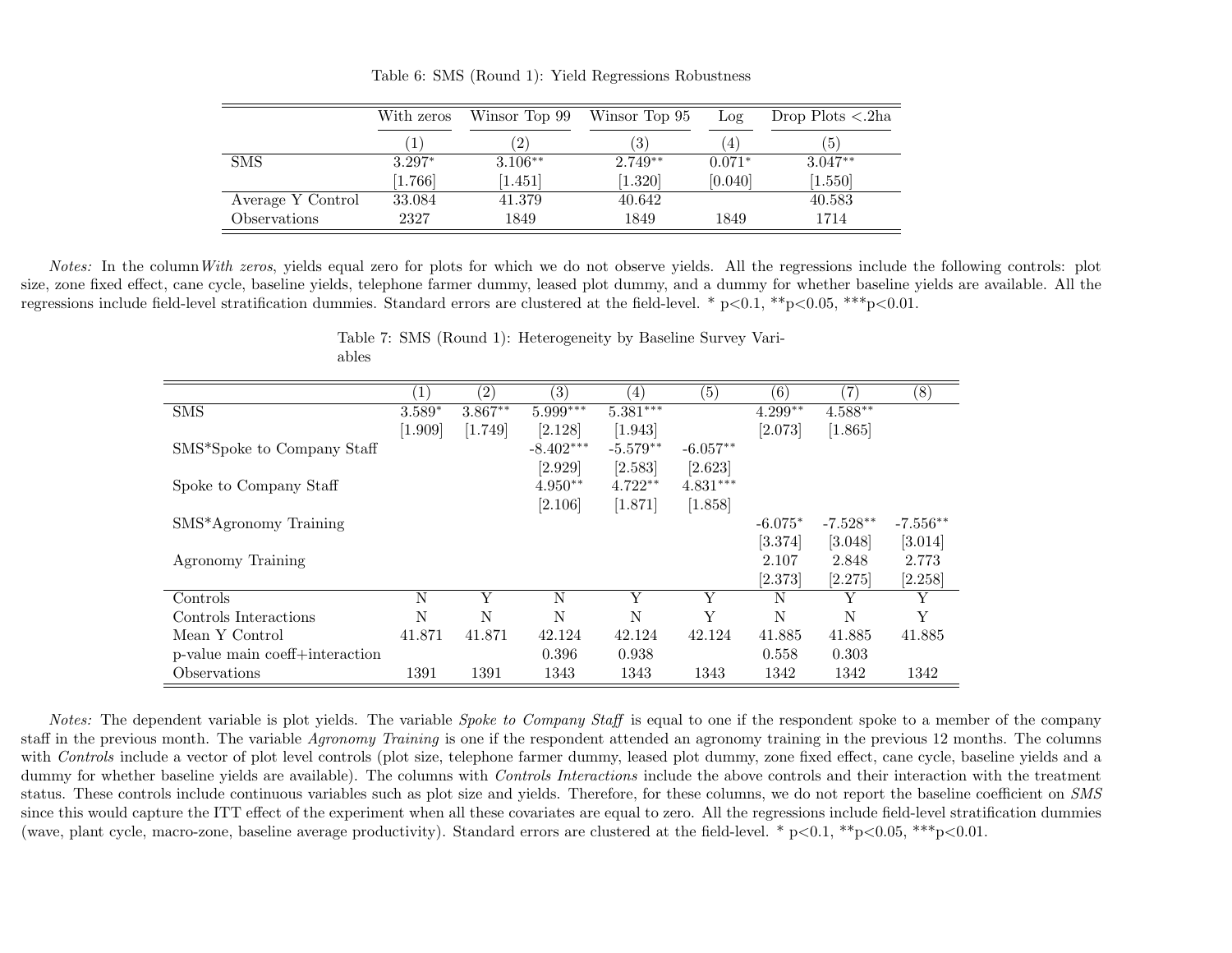Table 6: SMS (Round 1): Yield Regressions Robustness

| | With zeros | Winsor Top 99 | Winsor Top 95 | Log | Drop Plots <.2ha |
|---|---|---|---|---|---|
| | (1) | (2) | (3) | (4) | (5) |
| SMS | 3.297* | 3.106** | 2.749** | 0.071* | 3.047** |
| | [1.766] | [1.451] | [1.320] | [0.040] | [1.550] |
| Average Y Control | 33.084 | 41.379 | 40.642 | | 40.583 |
| Observations | 2327 | 1849 | 1849 | 1849 | 1714 |

*Notes:* In the column *With zeros*, yields equal zero for plots for which we do not observe yields. All the regressions include the following controls: plot size, zone fixed effect, cane cycle, baseline yields, telephone farmer dummy, leased plot dummy, and a dummy for whether baseline yields are available. All the regressions include field-level stratification dummies. Standard errors are clustered at the field-level. * p<0.1, **p<0.05, ***p<0.01.

Table 7: SMS (Round 1): Heterogeneity by Baseline Survey Variables

| | (1) | (2) | (3) | (4) | (5) | (6) | (7) | (8) |
|---|---|---|---|---|---|---|---|---|
| SMS | 3.589* | 3.867** | 5.999*** | 5.381*** | | 4.299** | 4.588** | |
| | [1.909] | [1.749] | [2.128] | [1.943] | | [2.073] | [1.865] | |
| SMS*Spoke to Company Staff | | | -8.402*** | -5.579** | -6.057** | | | |
| | | | [2.929] | [2.583] | [2.623] | | | |
| Spoke to Company Staff | | | 4.950** | 4.722** | 4.831*** | | | |
| | | | [2.106] | [1.871] | [1.858] | | | |
| SMS*Agronomy Training | | | | | | -6.075* | -7.528** | -7.556** |
| | | | | | | [3.374] | [3.048] | [3.014] |
| Agronomy Training | | | | | | 2.107 | 2.848 | 2.773 |
| | | | | | | [2.373] | [2.275] | [2.258] |
| Controls | N | Y | N | Y | Y | N | Y | Y |
| Controls Interactions | N | N | N | N | Y | N | N | Y |
| Mean Y Control | 41.871 | 41.871 | 42.124 | 42.124 | 42.124 | 41.885 | 41.885 | 41.885 |
| p-value main coeff+interaction | | | 0.396 | 0.938 | | 0.558 | 0.303 | |
| Observations | 1391 | 1391 | 1343 | 1343 | 1343 | 1342 | 1342 | 1342 |

*Notes:* The dependent variable is plot yields. The variable *Spoke to Company Staff* is equal to one if the respondent spoke to a member of the company staff in the previous month. The variable *Agronomy Training* is one if the respondent attended an agronomy training in the previous 12 months. The columns with *Controls* include a vector of plot level controls (plot size, telephone farmer dummy, leased plot dummy, zone fixed effect, cane cycle, baseline yields and a dummy for whether baseline yields are available). The columns with *Controls Interactions* include the above controls and their interaction with the treatment status. These controls include continuous variables such as plot size and yields. Therefore, for these columns, we do not report the baseline coefficient on *SMS* since this would capture the ITT effect of the experiment when all these covariates are equal to zero. All the regressions include field-level stratification dummies (wave, plant cycle, macro-zone, baseline average productivity). Standard errors are clustered at the field-level. * p<0.1, **p<0.05, ***p<0.01.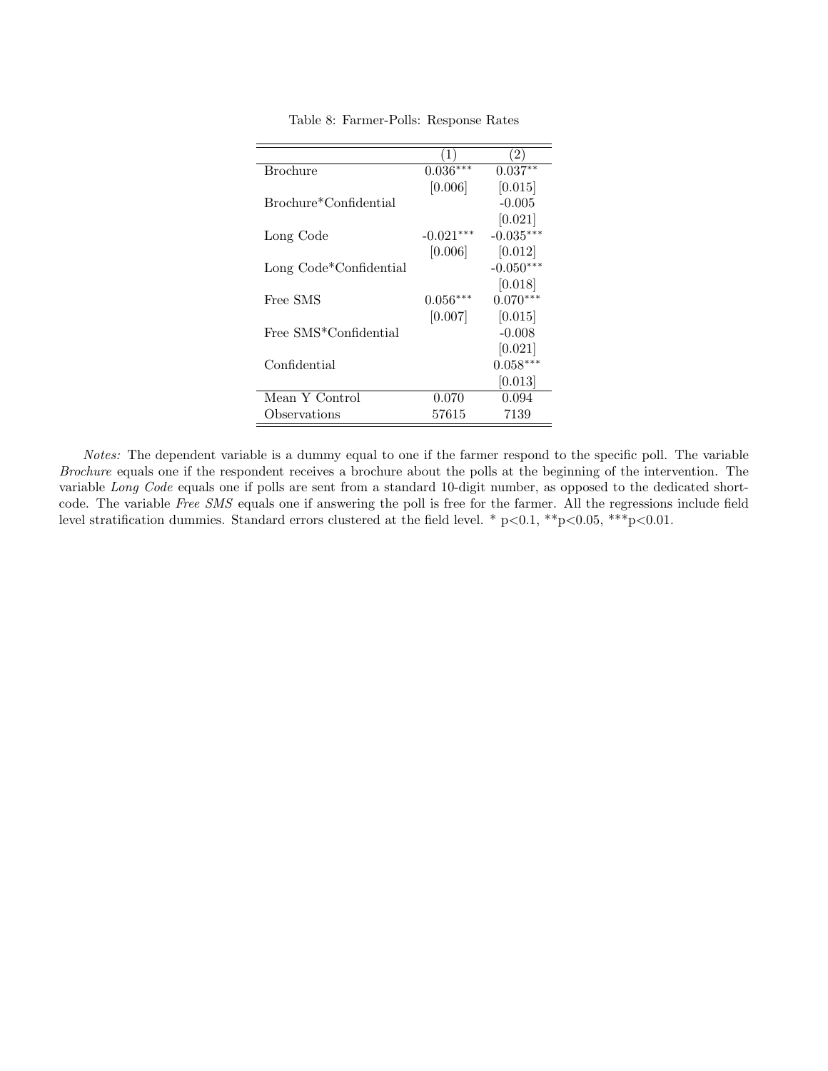Table 8: Farmer-Polls: Response Rates

| | (1) | (2) |
|---|---|---|
| Brochure | 0.036*** | 0.037** |
| | [0.006] | [0.015] |
| Brochure*Confidential | | -0.005 |
| | | [0.021] |
| Long Code | -0.021*** | -0.035*** |
| | [0.006] | [0.012] |
| Long Code*Confidential | | -0.050*** |
| | | [0.018] |
| Free SMS | 0.056*** | 0.070*** |
| | [0.007] | [0.015] |
| Free SMS*Confidential | | -0.008 |
| | | [0.021] |
| Confidential | | 0.058*** |
| | | [0.013] |
| Mean Y Control | 0.070 | 0.094 |
| Observations | 57615 | 7139 |

*Notes:* The dependent variable is a dummy equal to one if the farmer respond to the specific poll. The variable *Brochure* equals one if the respondent receives a brochure about the polls at the beginning of the intervention. The variable *Long Code* equals one if polls are sent from a standard 10-digit number, as opposed to the dedicated short-code. The variable *Free SMS* equals one if answering the poll is free for the farmer. All the regressions include field level stratification dummies. Standard errors clustered at the field level. * p<0.1, **p<0.05, ***p<0.01.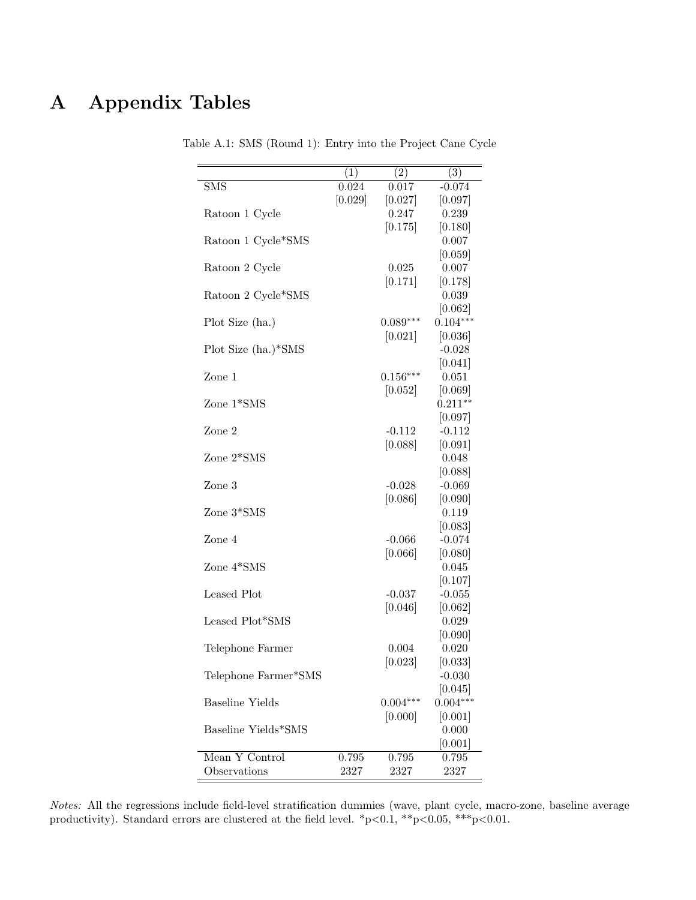# A Appendix Tables

Table A.1: SMS (Round 1): Entry into the Project Cane Cycle

| | (1) | (2) | (3) |
|---|---|---|---|
| SMS | 0.024 | 0.017 | -0.074 |
| | [0.029] | [0.027] | [0.097] |
| Ratoon 1 Cycle | | 0.247 | 0.239 |
| | | [0.175] | [0.180] |
| Ratoon 1 Cycle*SMS | | | 0.007 |
| | | | [0.059] |
| Ratoon 2 Cycle | | 0.025 | 0.007 |
| | | [0.171] | [0.178] |
| Ratoon 2 Cycle*SMS | | | 0.039 |
| | | | [0.062] |
| Plot Size (ha.) | | 0.089*** | 0.104*** |
| | | [0.021] | [0.036] |
| Plot Size (ha.)*SMS | | | -0.028 |
| | | | [0.041] |
| Zone 1 | | 0.156*** | 0.051 |
| | | [0.052] | [0.069] |
| Zone 1*SMS | | | 0.211** |
| | | | [0.097] |
| Zone 2 | | -0.112 | -0.112 |
| | | [0.088] | [0.091] |
| Zone 2*SMS | | | 0.048 |
| | | | [0.088] |
| Zone 3 | | -0.028 | -0.069 |
| | | [0.086] | [0.090] |
| Zone 3*SMS | | | 0.119 |
| | | | [0.083] |
| Zone 4 | | -0.066 | -0.074 |
| | | [0.066] | [0.080] |
| Zone 4*SMS | | | 0.045 |
| | | | [0.107] |
| Leased Plot | | -0.037 | -0.055 |
| | | [0.046] | [0.062] |
| Leased Plot*SMS | | | 0.029 |
| | | | [0.090] |
| Telephone Farmer | | 0.004 | 0.020 |
| | | [0.023] | [0.033] |
| Telephone Farmer*SMS | | | -0.030 |
| | | | [0.045] |
| Baseline Yields | | 0.004*** | 0.004*** |
| | | [0.000] | [0.001] |
| Baseline Yields*SMS | | | 0.000 |
| | | | [0.001] |
| Mean Y Control | 0.795 | 0.795 | 0.795 |
| Observations | 2327 | 2327 | 2327 |

*Notes:* All the regressions include field-level stratification dummies (wave, plant cycle, macro-zone, baseline average productivity). Standard errors are clustered at the field level. *p<0.1, **p<0.05, ***p<0.01.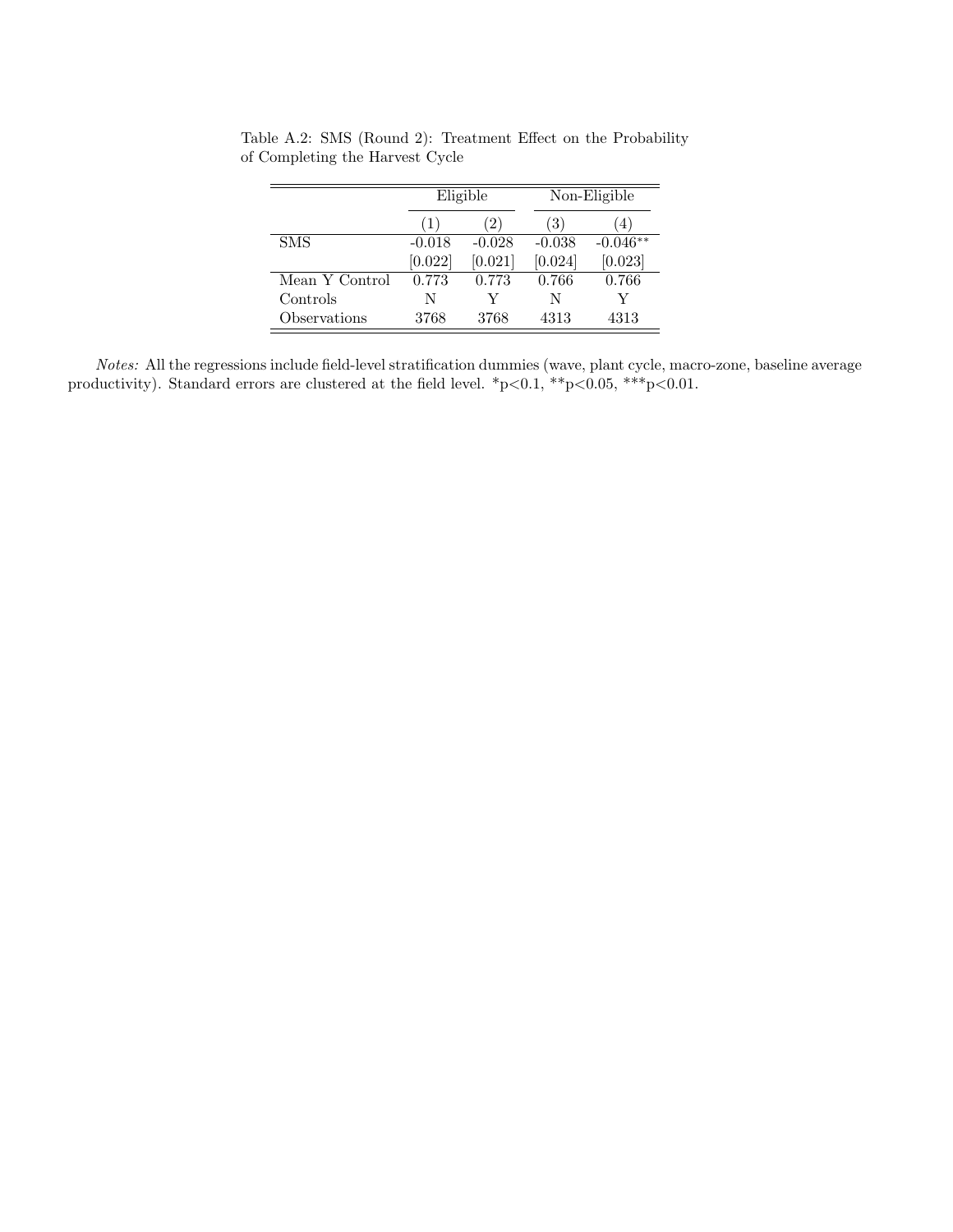Table A.2: SMS (Round 2): Treatment Effect on the Probability of Completing the Harvest Cycle

| | Eligible | | Non-Eligible | |
|---|---|---|---|---|
| | (1) | (2) | (3) | (4) |
| SMS | -0.018 | -0.028 | -0.038 | -0.046** |
| | [0.022] | [0.021] | [0.024] | [0.023] |
| Mean Y Control | 0.773 | 0.773 | 0.766 | 0.766 |
| Controls | N | Y | N | Y |
| Observations | 3768 | 3768 | 4313 | 4313 |

*Notes:* All the regressions include field-level stratification dummies (wave, plant cycle, macro-zone, baseline average productivity). Standard errors are clustered at the field level. *p<0.1, **p<0.05, ***p<0.01.